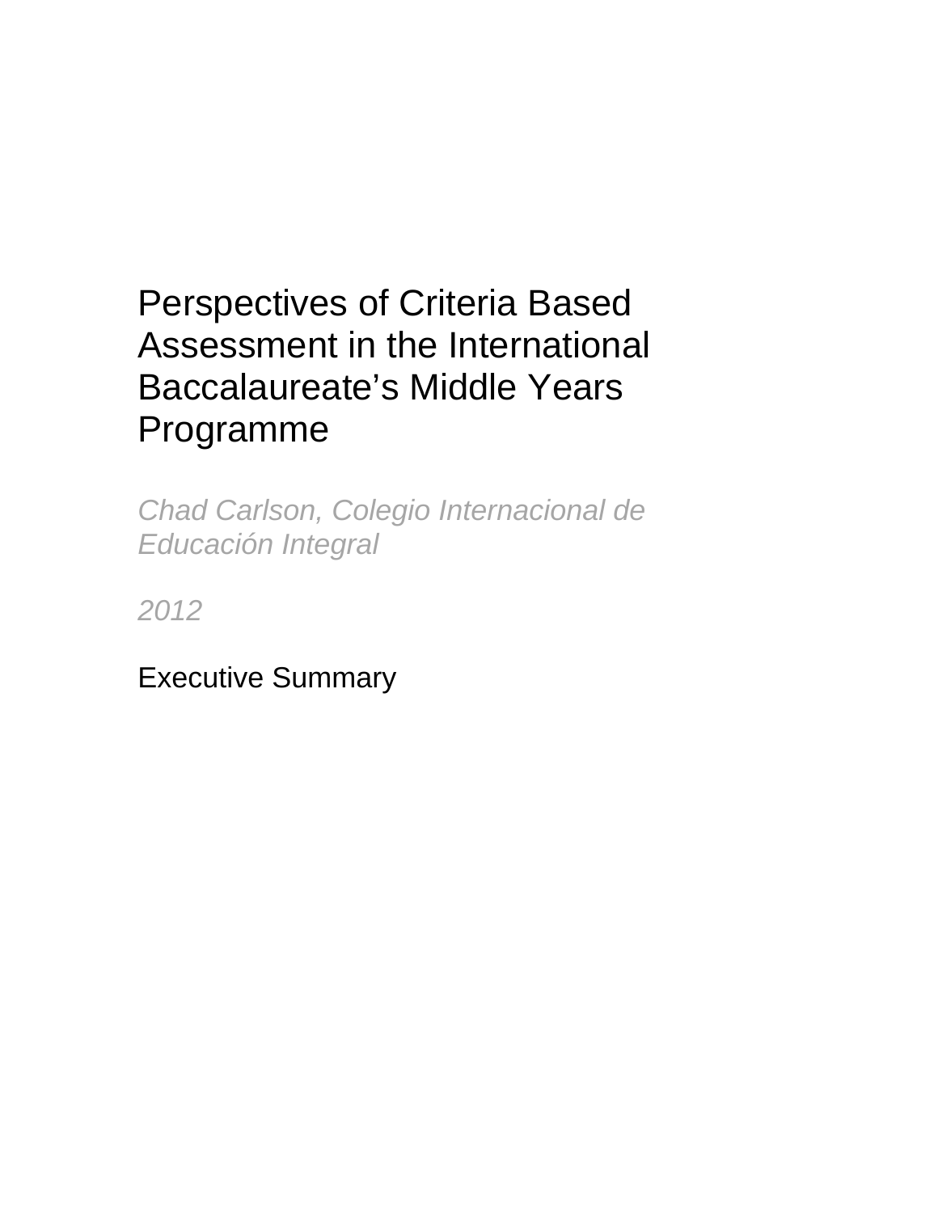# Perspectives of Criteria Based Assessment in the International Baccalaureate's Middle Years Programme

*Chad Carlson, Colegio Internacional de Educación Integral*

*2012*

## Executive Summary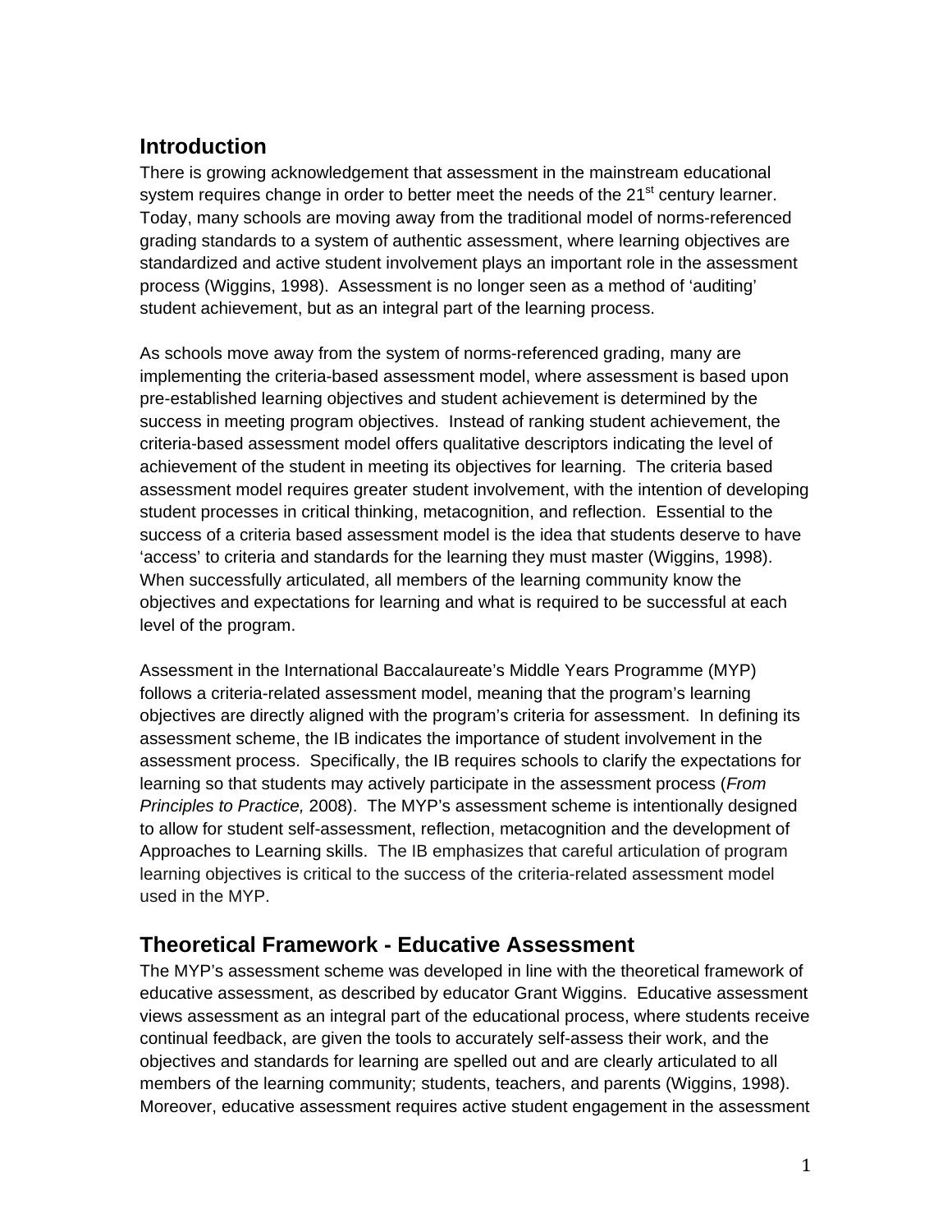## Introduction

There is growing acknowledgement that assessment in the mainstream educational system requires change in order to better meet the needs of the 21st century learner. Today, many schools are moving away from the traditional model of norms-referenced grading standards to a system of authentic assessment, where learning objectives are standardized and active student involvement plays an important role in the assessment process (Wiggins, 1998). Assessment is no longer seen as a method of 'auditing' student achievement, but as an integral part of the learning process.

As schools move away from the system of norms-referenced grading, many are implementing the criteria-based assessment model, where assessment is based upon pre-established learning objectives and student achievement is determined by the success in meeting program objectives. Instead of ranking student achievement, the criteria-based assessment model offers qualitative descriptors indicating the level of achievement of the student in meeting its objectives for learning. The criteria based assessment model requires greater student involvement, with the intention of developing student processes in critical thinking, metacognition, and reflection. Essential to the success of a criteria based assessment model is the idea that students deserve to have 'access' to criteria and standards for the learning they must master (Wiggins, 1998). When successfully articulated, all members of the learning community know the objectives and expectations for learning and what is required to be successful at each level of the program.

Assessment in the International Baccalaureate's Middle Years Programme (MYP) follows a criteria-related assessment model, meaning that the program's learning objectives are directly aligned with the program's criteria for assessment. In defining its assessment scheme, the IB indicates the importance of student involvement in the assessment process. Specifically, the IB requires schools to clarify the expectations for learning so that students may actively participate in the assessment process (*From Principles to Practice,* 2008). The MYP's assessment scheme is intentionally designed to allow for student self-assessment, reflection, metacognition and the development of Approaches to Learning skills. The IB emphasizes that careful articulation of program learning objectives is critical to the success of the criteria-related assessment model used in the MYP.

## Theoretical Framework - Educative Assessment

The MYP's assessment scheme was developed in line with the theoretical framework of educative assessment, as described by educator Grant Wiggins. Educative assessment views assessment as an integral part of the educational process, where students receive continual feedback, are given the tools to accurately self-assess their work, and the objectives and standards for learning are spelled out and are clearly articulated to all members of the learning community; students, teachers, and parents (Wiggins, 1998). Moreover, educative assessment requires active student engagement in the assessment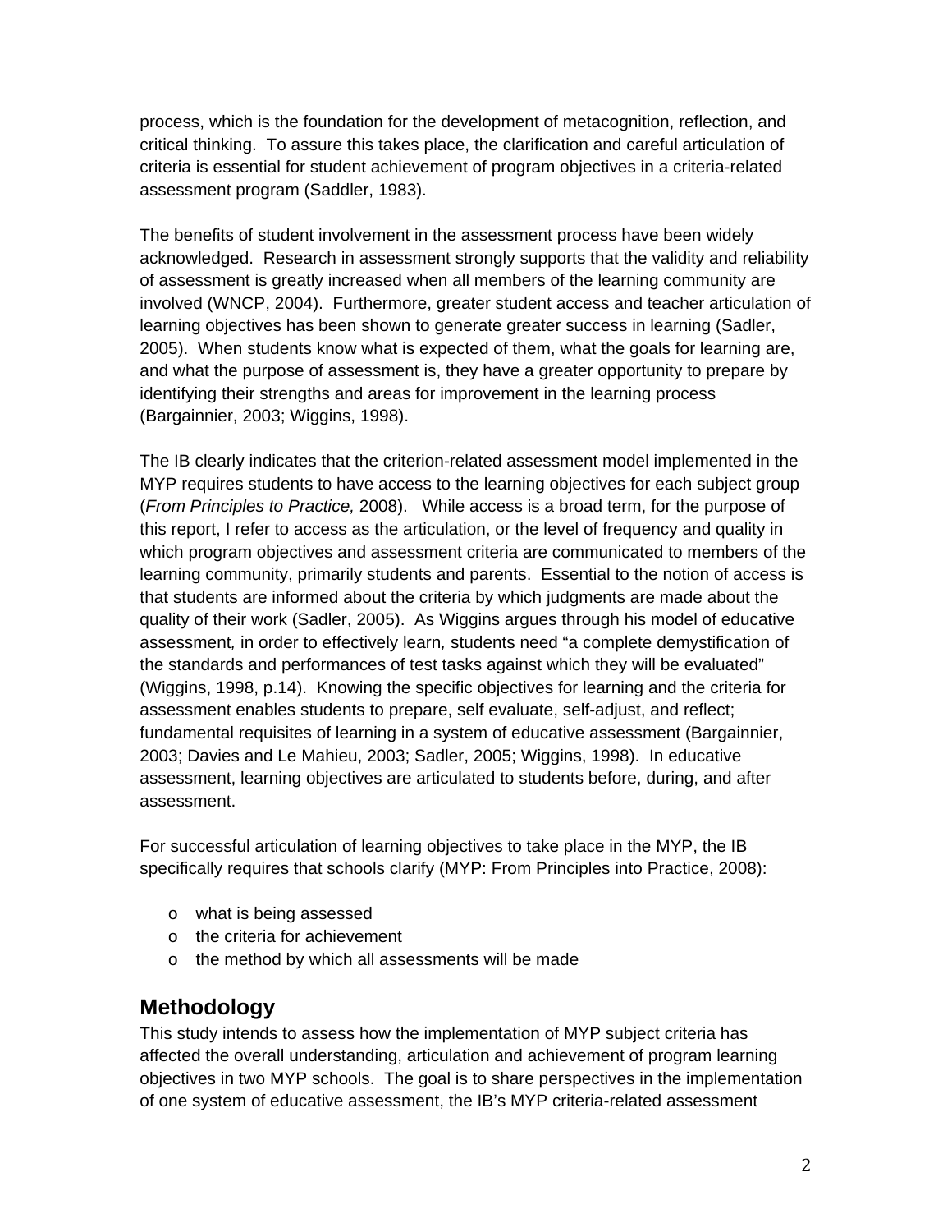process, which is the foundation for the development of metacognition, reflection, and critical thinking. To assure this takes place, the clarification and careful articulation of criteria is essential for student achievement of program objectives in a criteria-related assessment program (Saddler, 1983).

The benefits of student involvement in the assessment process have been widely acknowledged. Research in assessment strongly supports that the validity and reliability of assessment is greatly increased when all members of the learning community are involved (WNCP, 2004). Furthermore, greater student access and teacher articulation of learning objectives has been shown to generate greater success in learning (Sadler, 2005). When students know what is expected of them, what the goals for learning are, and what the purpose of assessment is, they have a greater opportunity to prepare by identifying their strengths and areas for improvement in the learning process (Bargainnier, 2003; Wiggins, 1998).

The IB clearly indicates that the criterion-related assessment model implemented in the MYP requires students to have access to the learning objectives for each subject group (*From Principles to Practice,* 2008). While access is a broad term, for the purpose of this report, I refer to access as the articulation, or the level of frequency and quality in which program objectives and assessment criteria are communicated to members of the learning community, primarily students and parents. Essential to the notion of access is that students are informed about the criteria by which judgments are made about the quality of their work (Sadler, 2005). As Wiggins argues through his model of educative assessment*,* in order to effectively learn*,* students need "a complete demystification of the standards and performances of test tasks against which they will be evaluated" (Wiggins, 1998, p.14). Knowing the specific objectives for learning and the criteria for assessment enables students to prepare, self evaluate, self-adjust, and reflect; fundamental requisites of learning in a system of educative assessment (Bargainnier, 2003; Davies and Le Mahieu, 2003; Sadler, 2005; Wiggins, 1998). In educative assessment, learning objectives are articulated to students before, during, and after assessment.

For successful articulation of learning objectives to take place in the MYP, the IB specifically requires that schools clarify (MYP: From Principles into Practice, 2008):

- what is being assessed
- the criteria for achievement
- the method by which all assessments will be made

## Methodology

This study intends to assess how the implementation of MYP subject criteria has affected the overall understanding, articulation and achievement of program learning objectives in two MYP schools. The goal is to share perspectives in the implementation of one system of educative assessment, the IB's MYP criteria-related assessment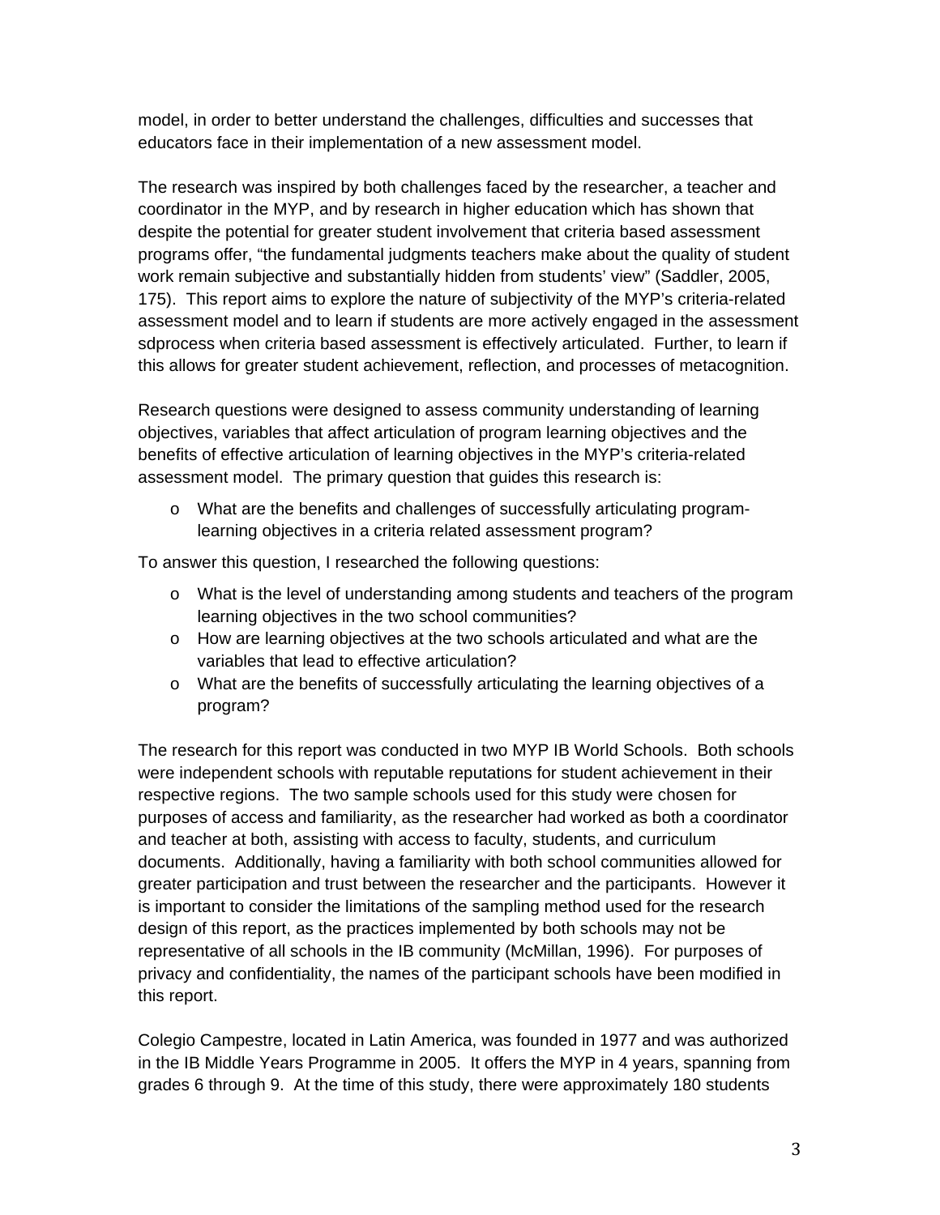model, in order to better understand the challenges, difficulties and successes that educators face in their implementation of a new assessment model.

The research was inspired by both challenges faced by the researcher, a teacher and coordinator in the MYP, and by research in higher education which has shown that despite the potential for greater student involvement that criteria based assessment programs offer, "the fundamental judgments teachers make about the quality of student work remain subjective and substantially hidden from students' view" (Saddler, 2005, 175). This report aims to explore the nature of subjectivity of the MYP's criteria-related assessment model and to learn if students are more actively engaged in the assessment sdprocess when criteria based assessment is effectively articulated. Further, to learn if this allows for greater student achievement, reflection, and processes of metacognition.

Research questions were designed to assess community understanding of learning objectives, variables that affect articulation of program learning objectives and the benefits of effective articulation of learning objectives in the MYP's criteria-related assessment model. The primary question that guides this research is:

- What are the benefits and challenges of successfully articulating program-learning objectives in a criteria related assessment program?

To answer this question, I researched the following questions:

- What is the level of understanding among students and teachers of the program learning objectives in the two school communities?
- How are learning objectives at the two schools articulated and what are the variables that lead to effective articulation?
- What are the benefits of successfully articulating the learning objectives of a program?

The research for this report was conducted in two MYP IB World Schools. Both schools were independent schools with reputable reputations for student achievement in their respective regions. The two sample schools used for this study were chosen for purposes of access and familiarity, as the researcher had worked as both a coordinator and teacher at both, assisting with access to faculty, students, and curriculum documents. Additionally, having a familiarity with both school communities allowed for greater participation and trust between the researcher and the participants. However it is important to consider the limitations of the sampling method used for the research design of this report, as the practices implemented by both schools may not be representative of all schools in the IB community (McMillan, 1996). For purposes of privacy and confidentiality, the names of the participant schools have been modified in this report.

Colegio Campestre, located in Latin America, was founded in 1977 and was authorized in the IB Middle Years Programme in 2005. It offers the MYP in 4 years, spanning from grades 6 through 9. At the time of this study, there were approximately 180 students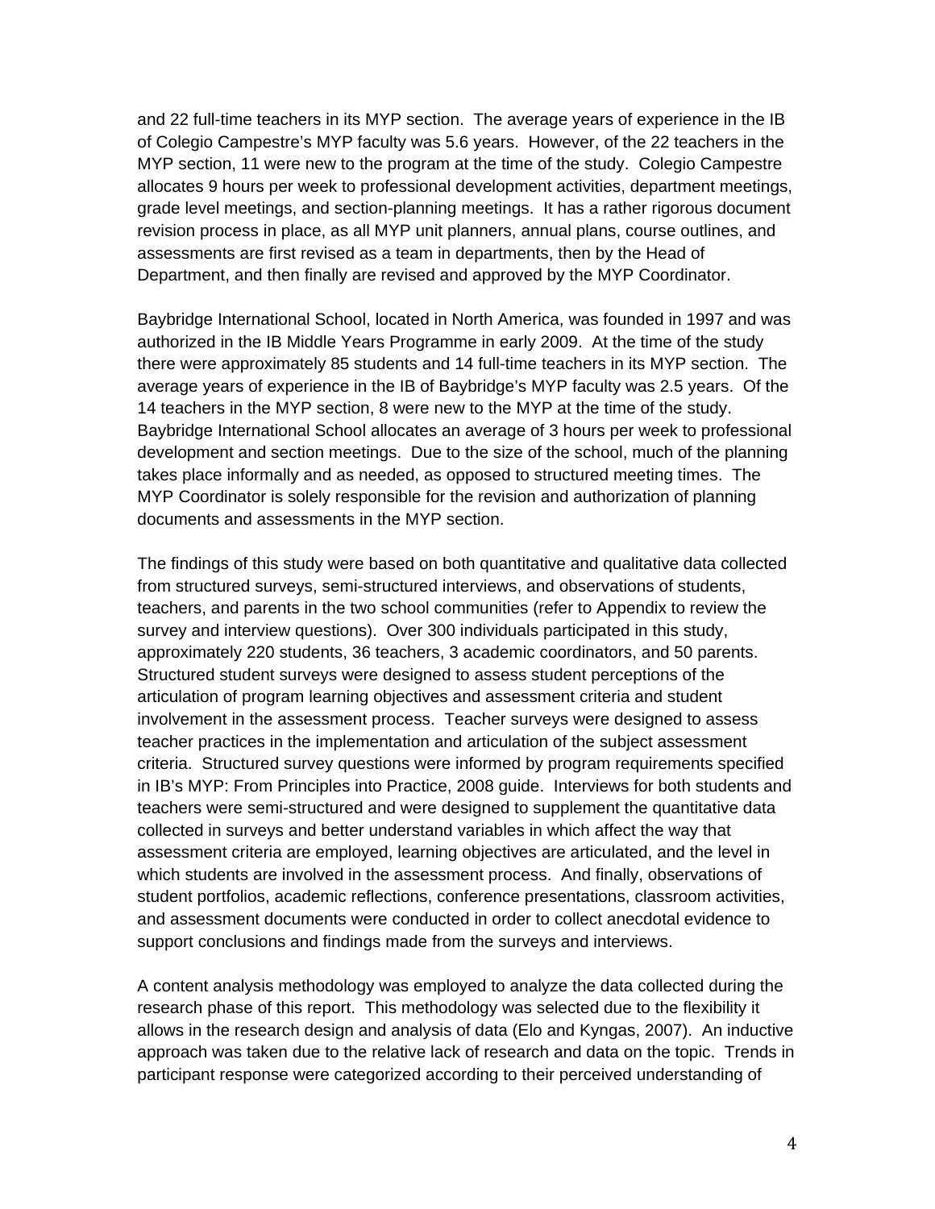and 22 full-time teachers in its MYP section. The average years of experience in the IB of Colegio Campestre's MYP faculty was 5.6 years. However, of the 22 teachers in the MYP section, 11 were new to the program at the time of the study. Colegio Campestre allocates 9 hours per week to professional development activities, department meetings, grade level meetings, and section-planning meetings. It has a rather rigorous document revision process in place, as all MYP unit planners, annual plans, course outlines, and assessments are first revised as a team in departments, then by the Head of Department, and then finally are revised and approved by the MYP Coordinator.

Baybridge International School, located in North America, was founded in 1997 and was authorized in the IB Middle Years Programme in early 2009. At the time of the study there were approximately 85 students and 14 full-time teachers in its MYP section. The average years of experience in the IB of Baybridge's MYP faculty was 2.5 years. Of the 14 teachers in the MYP section, 8 were new to the MYP at the time of the study. Baybridge International School allocates an average of 3 hours per week to professional development and section meetings. Due to the size of the school, much of the planning takes place informally and as needed, as opposed to structured meeting times. The MYP Coordinator is solely responsible for the revision and authorization of planning documents and assessments in the MYP section.

The findings of this study were based on both quantitative and qualitative data collected from structured surveys, semi-structured interviews, and observations of students, teachers, and parents in the two school communities (refer to Appendix to review the survey and interview questions). Over 300 individuals participated in this study, approximately 220 students, 36 teachers, 3 academic coordinators, and 50 parents. Structured student surveys were designed to assess student perceptions of the articulation of program learning objectives and assessment criteria and student involvement in the assessment process. Teacher surveys were designed to assess teacher practices in the implementation and articulation of the subject assessment criteria. Structured survey questions were informed by program requirements specified in IB's MYP: From Principles into Practice, 2008 guide. Interviews for both students and teachers were semi-structured and were designed to supplement the quantitative data collected in surveys and better understand variables in which affect the way that assessment criteria are employed, learning objectives are articulated, and the level in which students are involved in the assessment process. And finally, observations of student portfolios, academic reflections, conference presentations, classroom activities, and assessment documents were conducted in order to collect anecdotal evidence to support conclusions and findings made from the surveys and interviews.

A content analysis methodology was employed to analyze the data collected during the research phase of this report. This methodology was selected due to the flexibility it allows in the research design and analysis of data (Elo and Kyngas, 2007). An inductive approach was taken due to the relative lack of research and data on the topic. Trends in participant response were categorized according to their perceived understanding of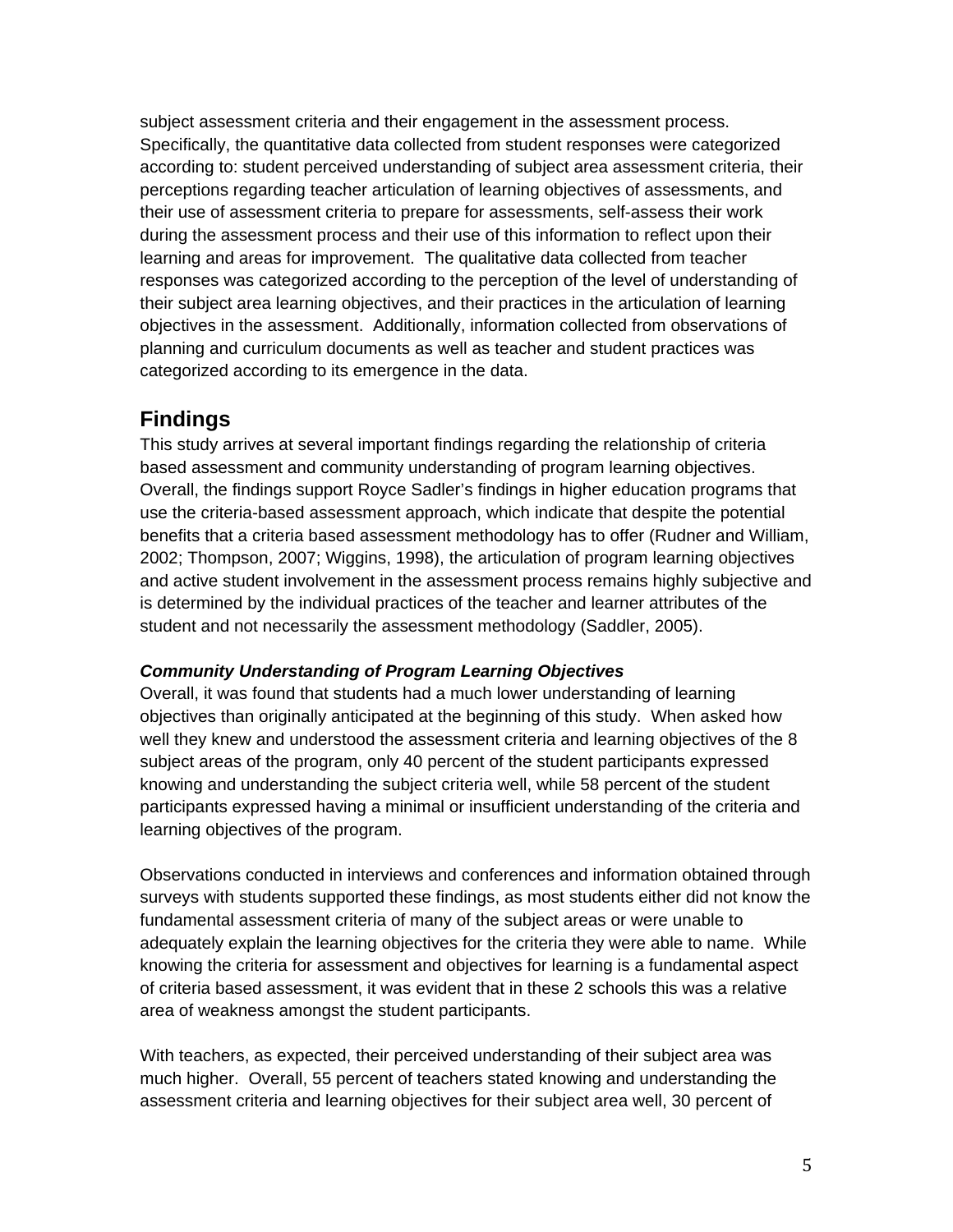subject assessment criteria and their engagement in the assessment process. Specifically, the quantitative data collected from student responses were categorized according to: student perceived understanding of subject area assessment criteria, their perceptions regarding teacher articulation of learning objectives of assessments, and their use of assessment criteria to prepare for assessments, self-assess their work during the assessment process and their use of this information to reflect upon their learning and areas for improvement. The qualitative data collected from teacher responses was categorized according to the perception of the level of understanding of their subject area learning objectives, and their practices in the articulation of learning objectives in the assessment. Additionally, information collected from observations of planning and curriculum documents as well as teacher and student practices was categorized according to its emergence in the data.

## Findings

This study arrives at several important findings regarding the relationship of criteria based assessment and community understanding of program learning objectives. Overall, the findings support Royce Sadler's findings in higher education programs that use the criteria-based assessment approach, which indicate that despite the potential benefits that a criteria based assessment methodology has to offer (Rudner and William, 2002; Thompson, 2007; Wiggins, 1998), the articulation of program learning objectives and active student involvement in the assessment process remains highly subjective and is determined by the individual practices of the teacher and learner attributes of the student and not necessarily the assessment methodology (Saddler, 2005).

### *Community Understanding of Program Learning Objectives*

Overall, it was found that students had a much lower understanding of learning objectives than originally anticipated at the beginning of this study. When asked how well they knew and understood the assessment criteria and learning objectives of the 8 subject areas of the program, only 40 percent of the student participants expressed knowing and understanding the subject criteria well, while 58 percent of the student participants expressed having a minimal or insufficient understanding of the criteria and learning objectives of the program.

Observations conducted in interviews and conferences and information obtained through surveys with students supported these findings, as most students either did not know the fundamental assessment criteria of many of the subject areas or were unable to adequately explain the learning objectives for the criteria they were able to name. While knowing the criteria for assessment and objectives for learning is a fundamental aspect of criteria based assessment, it was evident that in these 2 schools this was a relative area of weakness amongst the student participants.

With teachers, as expected, their perceived understanding of their subject area was much higher. Overall, 55 percent of teachers stated knowing and understanding the assessment criteria and learning objectives for their subject area well, 30 percent of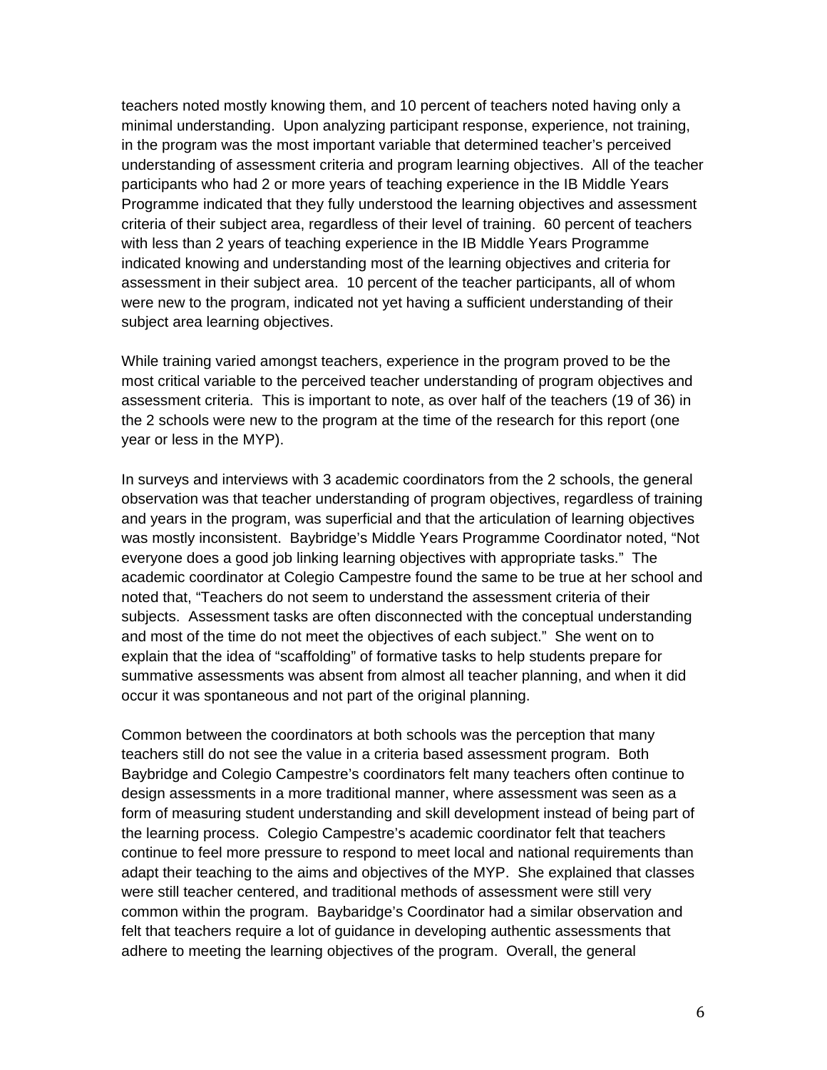teachers noted mostly knowing them, and 10 percent of teachers noted having only a minimal understanding. Upon analyzing participant response, experience, not training, in the program was the most important variable that determined teacher's perceived understanding of assessment criteria and program learning objectives. All of the teacher participants who had 2 or more years of teaching experience in the IB Middle Years Programme indicated that they fully understood the learning objectives and assessment criteria of their subject area, regardless of their level of training. 60 percent of teachers with less than 2 years of teaching experience in the IB Middle Years Programme indicated knowing and understanding most of the learning objectives and criteria for assessment in their subject area. 10 percent of the teacher participants, all of whom were new to the program, indicated not yet having a sufficient understanding of their subject area learning objectives.

While training varied amongst teachers, experience in the program proved to be the most critical variable to the perceived teacher understanding of program objectives and assessment criteria. This is important to note, as over half of the teachers (19 of 36) in the 2 schools were new to the program at the time of the research for this report (one year or less in the MYP).

In surveys and interviews with 3 academic coordinators from the 2 schools, the general observation was that teacher understanding of program objectives, regardless of training and years in the program, was superficial and that the articulation of learning objectives was mostly inconsistent. Baybridge's Middle Years Programme Coordinator noted, "Not everyone does a good job linking learning objectives with appropriate tasks." The academic coordinator at Colegio Campestre found the same to be true at her school and noted that, "Teachers do not seem to understand the assessment criteria of their subjects. Assessment tasks are often disconnected with the conceptual understanding and most of the time do not meet the objectives of each subject." She went on to explain that the idea of "scaffolding" of formative tasks to help students prepare for summative assessments was absent from almost all teacher planning, and when it did occur it was spontaneous and not part of the original planning.

Common between the coordinators at both schools was the perception that many teachers still do not see the value in a criteria based assessment program. Both Baybridge and Colegio Campestre's coordinators felt many teachers often continue to design assessments in a more traditional manner, where assessment was seen as a form of measuring student understanding and skill development instead of being part of the learning process. Colegio Campestre's academic coordinator felt that teachers continue to feel more pressure to respond to meet local and national requirements than adapt their teaching to the aims and objectives of the MYP. She explained that classes were still teacher centered, and traditional methods of assessment were still very common within the program. Baybaridge's Coordinator had a similar observation and felt that teachers require a lot of guidance in developing authentic assessments that adhere to meeting the learning objectives of the program. Overall, the general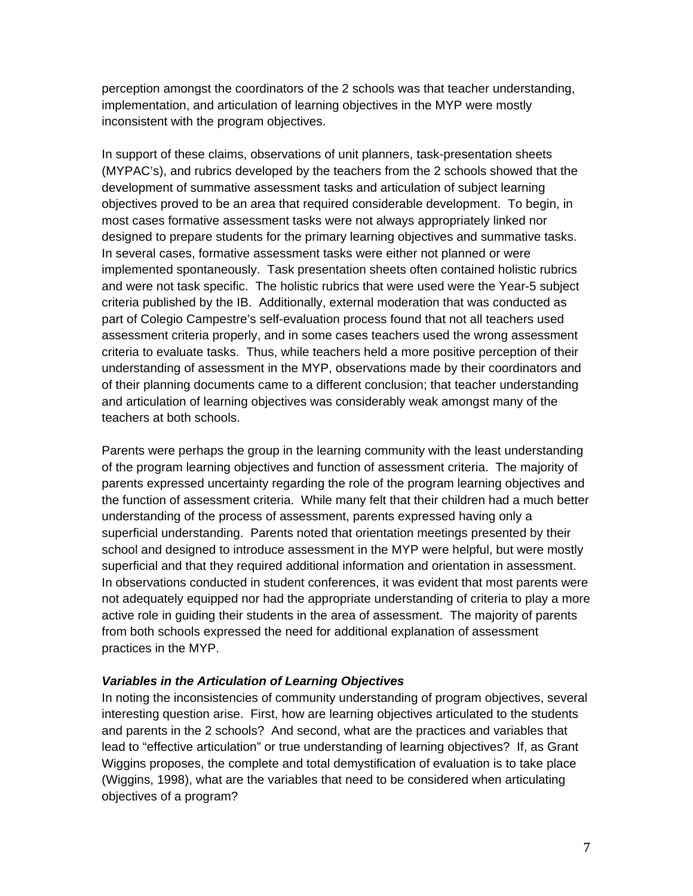perception amongst the coordinators of the 2 schools was that teacher understanding, implementation, and articulation of learning objectives in the MYP were mostly inconsistent with the program objectives.

In support of these claims, observations of unit planners, task-presentation sheets (MYPAC's), and rubrics developed by the teachers from the 2 schools showed that the development of summative assessment tasks and articulation of subject learning objectives proved to be an area that required considerable development. To begin, in most cases formative assessment tasks were not always appropriately linked nor designed to prepare students for the primary learning objectives and summative tasks. In several cases, formative assessment tasks were either not planned or were implemented spontaneously. Task presentation sheets often contained holistic rubrics and were not task specific. The holistic rubrics that were used were the Year-5 subject criteria published by the IB. Additionally, external moderation that was conducted as part of Colegio Campestre's self-evaluation process found that not all teachers used assessment criteria properly, and in some cases teachers used the wrong assessment criteria to evaluate tasks. Thus, while teachers held a more positive perception of their understanding of assessment in the MYP, observations made by their coordinators and of their planning documents came to a different conclusion; that teacher understanding and articulation of learning objectives was considerably weak amongst many of the teachers at both schools.

Parents were perhaps the group in the learning community with the least understanding of the program learning objectives and function of assessment criteria. The majority of parents expressed uncertainty regarding the role of the program learning objectives and the function of assessment criteria. While many felt that their children had a much better understanding of the process of assessment, parents expressed having only a superficial understanding. Parents noted that orientation meetings presented by their school and designed to introduce assessment in the MYP were helpful, but were mostly superficial and that they required additional information and orientation in assessment. In observations conducted in student conferences, it was evident that most parents were not adequately equipped nor had the appropriate understanding of criteria to play a more active role in guiding their students in the area of assessment. The majority of parents from both schools expressed the need for additional explanation of assessment practices in the MYP.

***Variables in the Articulation of Learning Objectives***

In noting the inconsistencies of community understanding of program objectives, several interesting question arise. First, how are learning objectives articulated to the students and parents in the 2 schools? And second, what are the practices and variables that lead to "effective articulation" or true understanding of learning objectives? If, as Grant Wiggins proposes, the complete and total demystification of evaluation is to take place (Wiggins, 1998), what are the variables that need to be considered when articulating objectives of a program?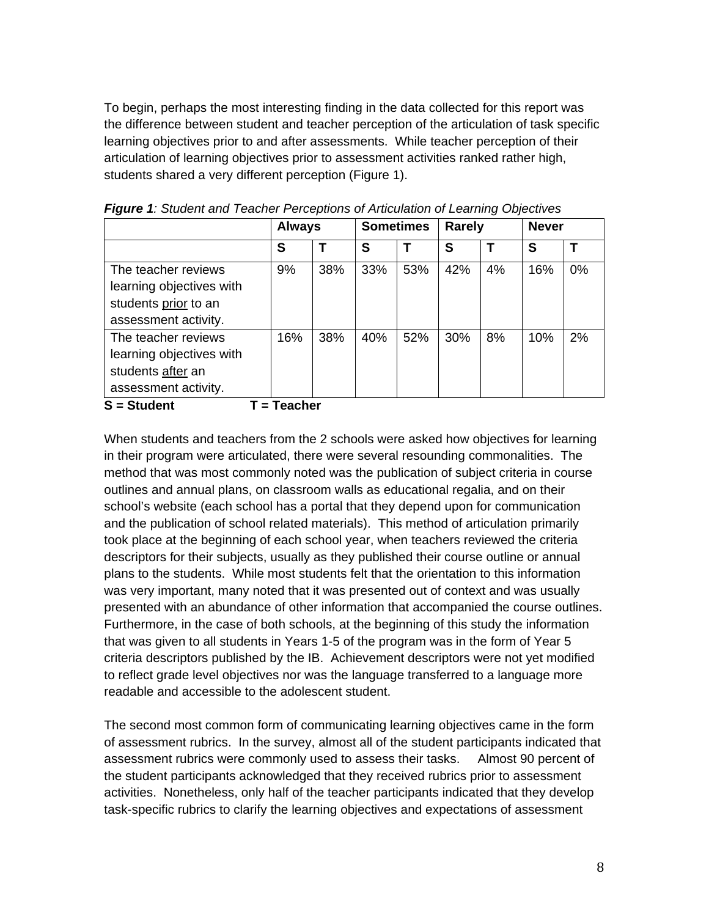To begin, perhaps the most interesting finding in the data collected for this report was the difference between student and teacher perception of the articulation of task specific learning objectives prior to and after assessments. While teacher perception of their articulation of learning objectives prior to assessment activities ranked rather high, students shared a very different perception (Figure 1).

***Figure 1**: Student and Teacher Perceptions of Articulation of Learning Objectives*

| | **Always** | | **Sometimes** | | **Rarely** | | **Never** | |
|---|---|---|---|---|---|---|---|---|
| | **S** | **T** | **S** | **T** | **S** | **T** | **S** | **T** |
| The teacher reviews learning objectives with students prior to an assessment activity. | 9% | 38% | 33% | 53% | 42% | 4% | 16% | 0% |
| The teacher reviews learning objectives with students after an assessment activity. | 16% | 38% | 40% | 52% | 30% | 8% | 10% | 2% |

**S = Student T = Teacher**

When students and teachers from the 2 schools were asked how objectives for learning in their program were articulated, there were several resounding commonalities. The method that was most commonly noted was the publication of subject criteria in course outlines and annual plans, on classroom walls as educational regalia, and on their school's website (each school has a portal that they depend upon for communication and the publication of school related materials). This method of articulation primarily took place at the beginning of each school year, when teachers reviewed the criteria descriptors for their subjects, usually as they published their course outline or annual plans to the students. While most students felt that the orientation to this information was very important, many noted that it was presented out of context and was usually presented with an abundance of other information that accompanied the course outlines. Furthermore, in the case of both schools, at the beginning of this study the information that was given to all students in Years 1-5 of the program was in the form of Year 5 criteria descriptors published by the IB. Achievement descriptors were not yet modified to reflect grade level objectives nor was the language transferred to a language more readable and accessible to the adolescent student.

The second most common form of communicating learning objectives came in the form of assessment rubrics. In the survey, almost all of the student participants indicated that assessment rubrics were commonly used to assess their tasks. Almost 90 percent of the student participants acknowledged that they received rubrics prior to assessment activities. Nonetheless, only half of the teacher participants indicated that they develop task-specific rubrics to clarify the learning objectives and expectations of assessment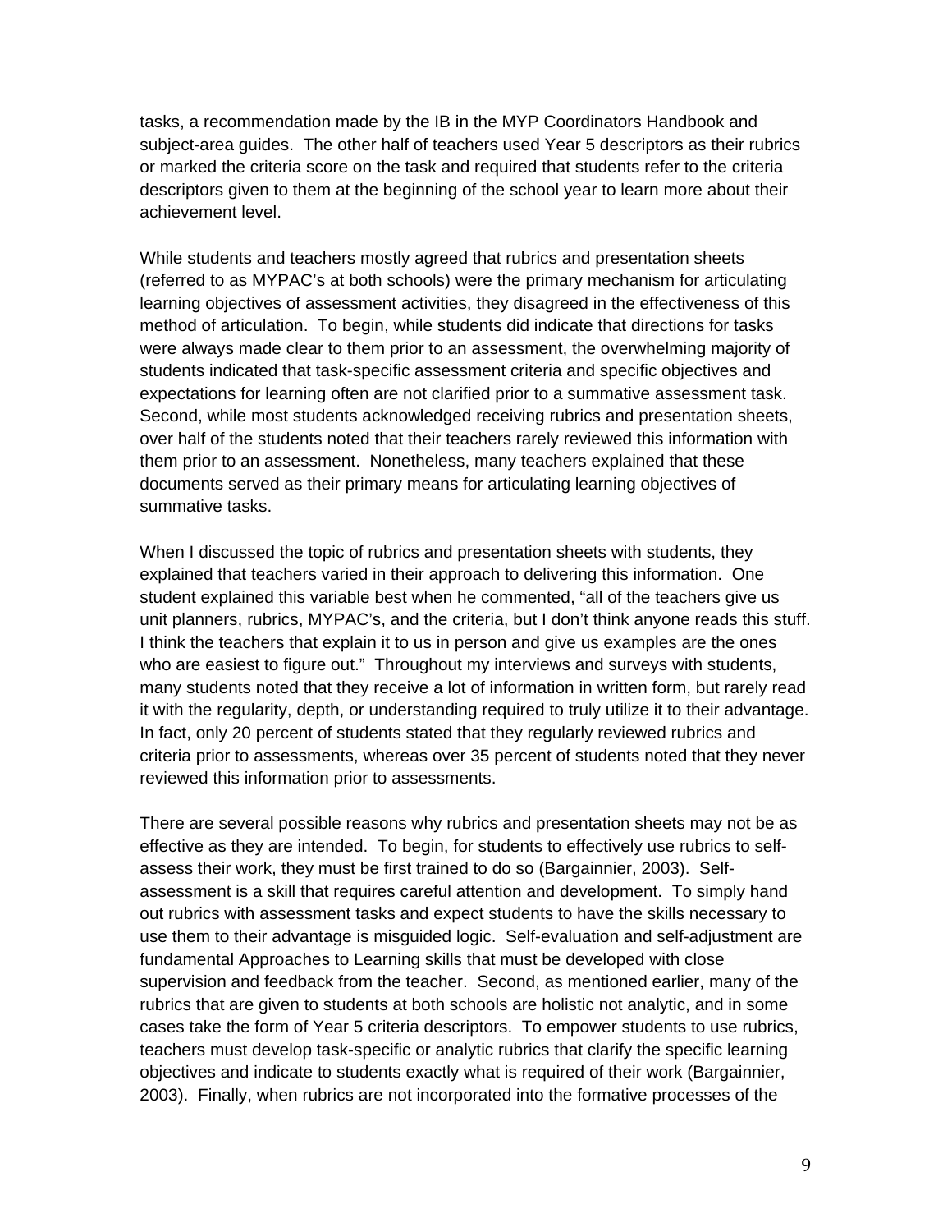tasks, a recommendation made by the IB in the MYP Coordinators Handbook and subject-area guides. The other half of teachers used Year 5 descriptors as their rubrics or marked the criteria score on the task and required that students refer to the criteria descriptors given to them at the beginning of the school year to learn more about their achievement level.

While students and teachers mostly agreed that rubrics and presentation sheets (referred to as MYPAC's at both schools) were the primary mechanism for articulating learning objectives of assessment activities, they disagreed in the effectiveness of this method of articulation. To begin, while students did indicate that directions for tasks were always made clear to them prior to an assessment, the overwhelming majority of students indicated that task-specific assessment criteria and specific objectives and expectations for learning often are not clarified prior to a summative assessment task. Second, while most students acknowledged receiving rubrics and presentation sheets, over half of the students noted that their teachers rarely reviewed this information with them prior to an assessment. Nonetheless, many teachers explained that these documents served as their primary means for articulating learning objectives of summative tasks.

When I discussed the topic of rubrics and presentation sheets with students, they explained that teachers varied in their approach to delivering this information. One student explained this variable best when he commented, "all of the teachers give us unit planners, rubrics, MYPAC's, and the criteria, but I don't think anyone reads this stuff. I think the teachers that explain it to us in person and give us examples are the ones who are easiest to figure out." Throughout my interviews and surveys with students, many students noted that they receive a lot of information in written form, but rarely read it with the regularity, depth, or understanding required to truly utilize it to their advantage. In fact, only 20 percent of students stated that they regularly reviewed rubrics and criteria prior to assessments, whereas over 35 percent of students noted that they never reviewed this information prior to assessments.

There are several possible reasons why rubrics and presentation sheets may not be as effective as they are intended. To begin, for students to effectively use rubrics to self-assess their work, they must be first trained to do so (Bargainnier, 2003). Self-assessment is a skill that requires careful attention and development. To simply hand out rubrics with assessment tasks and expect students to have the skills necessary to use them to their advantage is misguided logic. Self-evaluation and self-adjustment are fundamental Approaches to Learning skills that must be developed with close supervision and feedback from the teacher. Second, as mentioned earlier, many of the rubrics that are given to students at both schools are holistic not analytic, and in some cases take the form of Year 5 criteria descriptors. To empower students to use rubrics, teachers must develop task-specific or analytic rubrics that clarify the specific learning objectives and indicate to students exactly what is required of their work (Bargainnier, 2003). Finally, when rubrics are not incorporated into the formative processes of the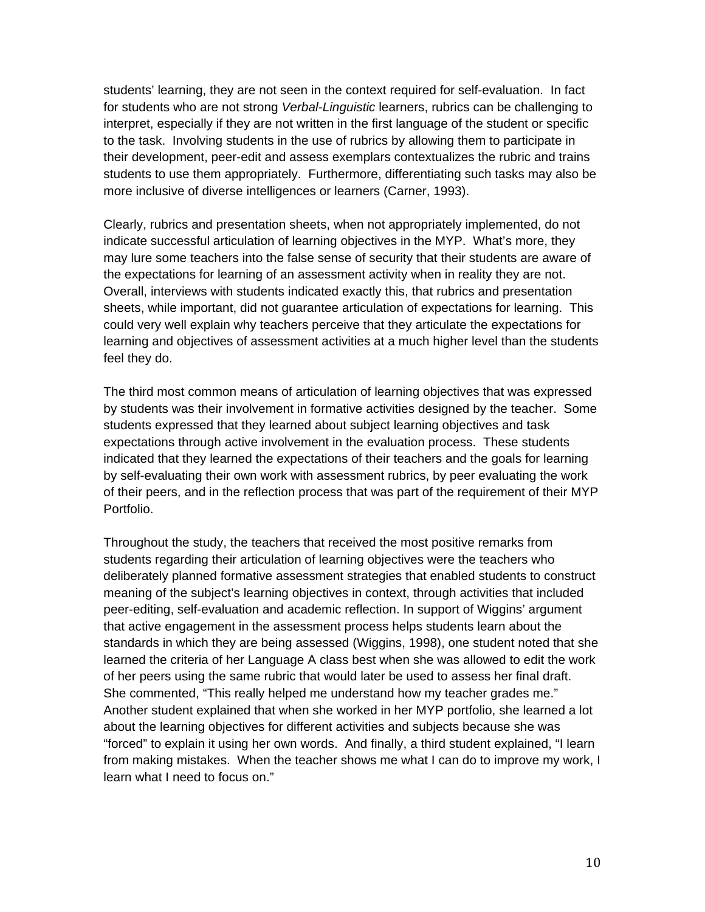students' learning, they are not seen in the context required for self-evaluation. In fact for students who are not strong *Verbal-Linguistic* learners, rubrics can be challenging to interpret, especially if they are not written in the first language of the student or specific to the task. Involving students in the use of rubrics by allowing them to participate in their development, peer-edit and assess exemplars contextualizes the rubric and trains students to use them appropriately. Furthermore, differentiating such tasks may also be more inclusive of diverse intelligences or learners (Carner, 1993).

Clearly, rubrics and presentation sheets, when not appropriately implemented, do not indicate successful articulation of learning objectives in the MYP. What's more, they may lure some teachers into the false sense of security that their students are aware of the expectations for learning of an assessment activity when in reality they are not. Overall, interviews with students indicated exactly this, that rubrics and presentation sheets, while important, did not guarantee articulation of expectations for learning. This could very well explain why teachers perceive that they articulate the expectations for learning and objectives of assessment activities at a much higher level than the students feel they do.

The third most common means of articulation of learning objectives that was expressed by students was their involvement in formative activities designed by the teacher. Some students expressed that they learned about subject learning objectives and task expectations through active involvement in the evaluation process. These students indicated that they learned the expectations of their teachers and the goals for learning by self-evaluating their own work with assessment rubrics, by peer evaluating the work of their peers, and in the reflection process that was part of the requirement of their MYP Portfolio.

Throughout the study, the teachers that received the most positive remarks from students regarding their articulation of learning objectives were the teachers who deliberately planned formative assessment strategies that enabled students to construct meaning of the subject's learning objectives in context, through activities that included peer-editing, self-evaluation and academic reflection. In support of Wiggins' argument that active engagement in the assessment process helps students learn about the standards in which they are being assessed (Wiggins, 1998), one student noted that she learned the criteria of her Language A class best when she was allowed to edit the work of her peers using the same rubric that would later be used to assess her final draft. She commented, "This really helped me understand how my teacher grades me." Another student explained that when she worked in her MYP portfolio, she learned a lot about the learning objectives for different activities and subjects because she was "forced" to explain it using her own words. And finally, a third student explained, "I learn from making mistakes. When the teacher shows me what I can do to improve my work, I learn what I need to focus on."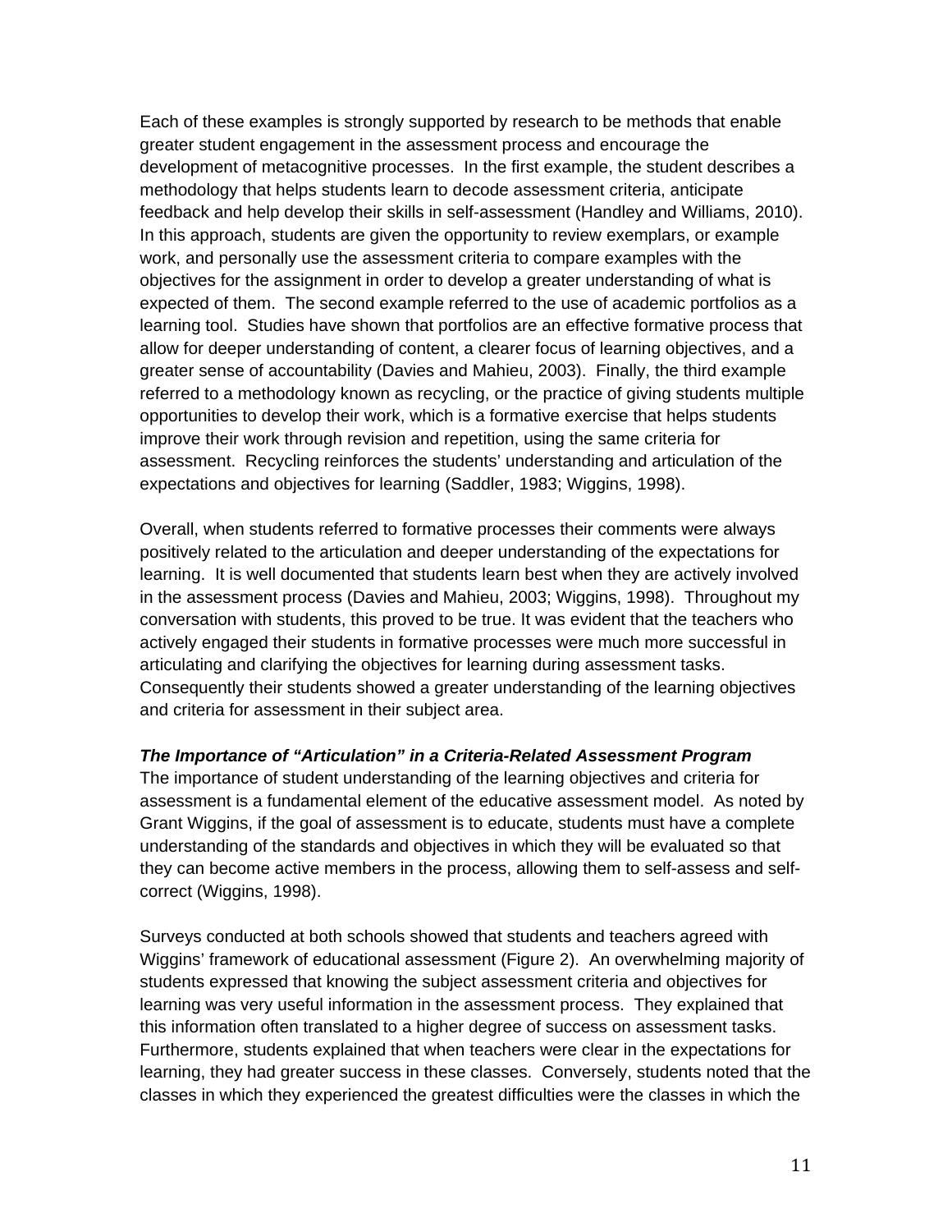Each of these examples is strongly supported by research to be methods that enable greater student engagement in the assessment process and encourage the development of metacognitive processes. In the first example, the student describes a methodology that helps students learn to decode assessment criteria, anticipate feedback and help develop their skills in self-assessment (Handley and Williams, 2010). In this approach, students are given the opportunity to review exemplars, or example work, and personally use the assessment criteria to compare examples with the objectives for the assignment in order to develop a greater understanding of what is expected of them. The second example referred to the use of academic portfolios as a learning tool. Studies have shown that portfolios are an effective formative process that allow for deeper understanding of content, a clearer focus of learning objectives, and a greater sense of accountability (Davies and Mahieu, 2003). Finally, the third example referred to a methodology known as recycling, or the practice of giving students multiple opportunities to develop their work, which is a formative exercise that helps students improve their work through revision and repetition, using the same criteria for assessment. Recycling reinforces the students' understanding and articulation of the expectations and objectives for learning (Saddler, 1983; Wiggins, 1998).

Overall, when students referred to formative processes their comments were always positively related to the articulation and deeper understanding of the expectations for learning. It is well documented that students learn best when they are actively involved in the assessment process (Davies and Mahieu, 2003; Wiggins, 1998). Throughout my conversation with students, this proved to be true. It was evident that the teachers who actively engaged their students in formative processes were much more successful in articulating and clarifying the objectives for learning during assessment tasks. Consequently their students showed a greater understanding of the learning objectives and criteria for assessment in their subject area.

### *The Importance of "Articulation" in a Criteria-Related Assessment Program*

The importance of student understanding of the learning objectives and criteria for assessment is a fundamental element of the educative assessment model. As noted by Grant Wiggins, if the goal of assessment is to educate, students must have a complete understanding of the standards and objectives in which they will be evaluated so that they can become active members in the process, allowing them to self-assess and self-correct (Wiggins, 1998).

Surveys conducted at both schools showed that students and teachers agreed with Wiggins' framework of educational assessment (Figure 2). An overwhelming majority of students expressed that knowing the subject assessment criteria and objectives for learning was very useful information in the assessment process. They explained that this information often translated to a higher degree of success on assessment tasks. Furthermore, students explained that when teachers were clear in the expectations for learning, they had greater success in these classes. Conversely, students noted that the classes in which they experienced the greatest difficulties were the classes in which the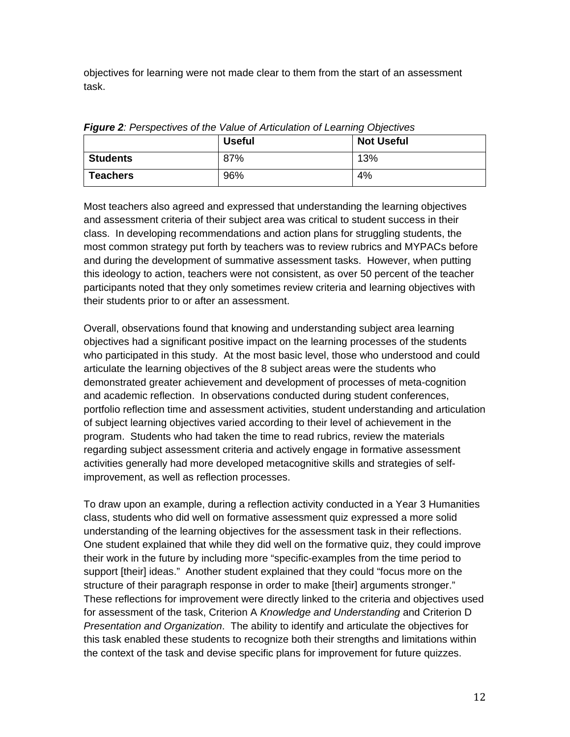objectives for learning were not made clear to them from the start of an assessment task.

***Figure 2****: Perspectives of the Value of Articulation of Learning Objectives*

| | **Useful** | **Not Useful** |
|---|---|---|
| **Students** | 87% | 13% |
| **Teachers** | 96% | 4% |

Most teachers also agreed and expressed that understanding the learning objectives and assessment criteria of their subject area was critical to student success in their class. In developing recommendations and action plans for struggling students, the most common strategy put forth by teachers was to review rubrics and MYPACs before and during the development of summative assessment tasks. However, when putting this ideology to action, teachers were not consistent, as over 50 percent of the teacher participants noted that they only sometimes review criteria and learning objectives with their students prior to or after an assessment.

Overall, observations found that knowing and understanding subject area learning objectives had a significant positive impact on the learning processes of the students who participated in this study. At the most basic level, those who understood and could articulate the learning objectives of the 8 subject areas were the students who demonstrated greater achievement and development of processes of meta-cognition and academic reflection. In observations conducted during student conferences, portfolio reflection time and assessment activities, student understanding and articulation of subject learning objectives varied according to their level of achievement in the program. Students who had taken the time to read rubrics, review the materials regarding subject assessment criteria and actively engage in formative assessment activities generally had more developed metacognitive skills and strategies of self-improvement, as well as reflection processes.

To draw upon an example, during a reflection activity conducted in a Year 3 Humanities class, students who did well on formative assessment quiz expressed a more solid understanding of the learning objectives for the assessment task in their reflections. One student explained that while they did well on the formative quiz, they could improve their work in the future by including more "specific-examples from the time period to support [their] ideas." Another student explained that they could "focus more on the structure of their paragraph response in order to make [their] arguments stronger." These reflections for improvement were directly linked to the criteria and objectives used for assessment of the task, Criterion A *Knowledge and Understanding* and Criterion D *Presentation and Organization*. The ability to identify and articulate the objectives for this task enabled these students to recognize both their strengths and limitations within the context of the task and devise specific plans for improvement for future quizzes.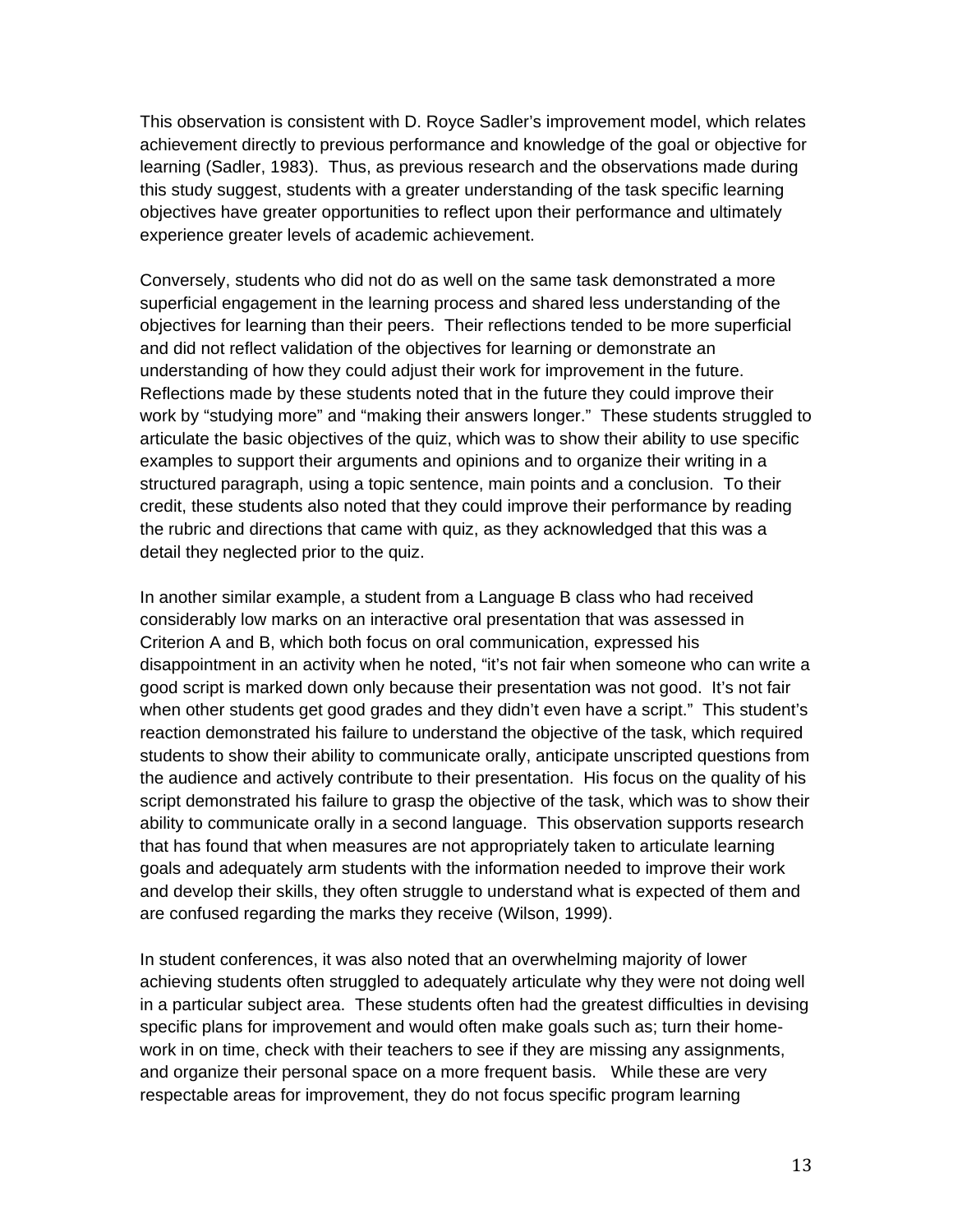This observation is consistent with D. Royce Sadler's improvement model, which relates achievement directly to previous performance and knowledge of the goal or objective for learning (Sadler, 1983). Thus, as previous research and the observations made during this study suggest, students with a greater understanding of the task specific learning objectives have greater opportunities to reflect upon their performance and ultimately experience greater levels of academic achievement.

Conversely, students who did not do as well on the same task demonstrated a more superficial engagement in the learning process and shared less understanding of the objectives for learning than their peers. Their reflections tended to be more superficial and did not reflect validation of the objectives for learning or demonstrate an understanding of how they could adjust their work for improvement in the future. Reflections made by these students noted that in the future they could improve their work by "studying more" and "making their answers longer." These students struggled to articulate the basic objectives of the quiz, which was to show their ability to use specific examples to support their arguments and opinions and to organize their writing in a structured paragraph, using a topic sentence, main points and a conclusion. To their credit, these students also noted that they could improve their performance by reading the rubric and directions that came with quiz, as they acknowledged that this was a detail they neglected prior to the quiz.

In another similar example, a student from a Language B class who had received considerably low marks on an interactive oral presentation that was assessed in Criterion A and B, which both focus on oral communication, expressed his disappointment in an activity when he noted, "it's not fair when someone who can write a good script is marked down only because their presentation was not good. It's not fair when other students get good grades and they didn't even have a script." This student's reaction demonstrated his failure to understand the objective of the task, which required students to show their ability to communicate orally, anticipate unscripted questions from the audience and actively contribute to their presentation. His focus on the quality of his script demonstrated his failure to grasp the objective of the task, which was to show their ability to communicate orally in a second language. This observation supports research that has found that when measures are not appropriately taken to articulate learning goals and adequately arm students with the information needed to improve their work and develop their skills, they often struggle to understand what is expected of them and are confused regarding the marks they receive (Wilson, 1999).

In student conferences, it was also noted that an overwhelming majority of lower achieving students often struggled to adequately articulate why they were not doing well in a particular subject area. These students often had the greatest difficulties in devising specific plans for improvement and would often make goals such as; turn their home-work in on time, check with their teachers to see if they are missing any assignments, and organize their personal space on a more frequent basis. While these are very respectable areas for improvement, they do not focus specific program learning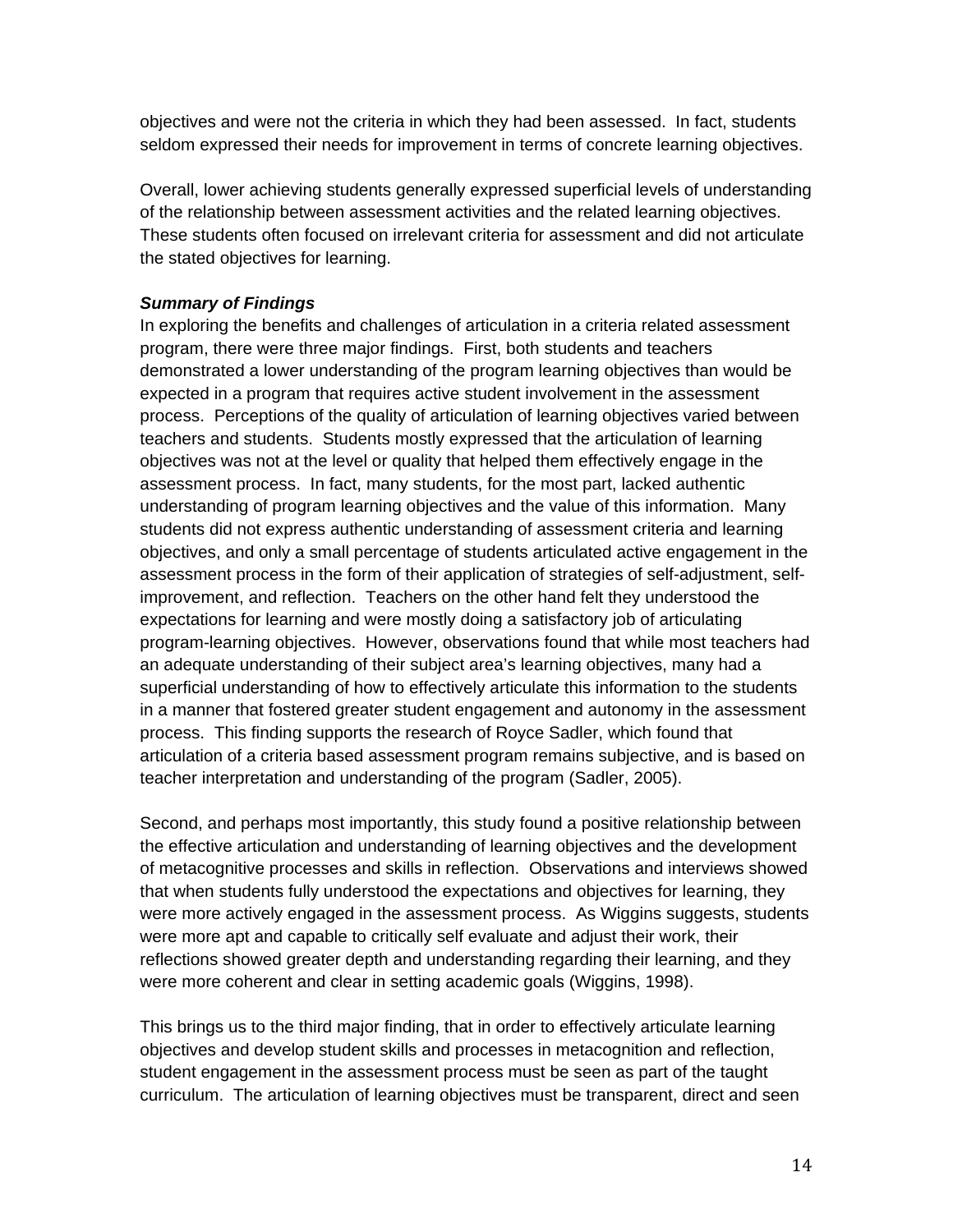objectives and were not the criteria in which they had been assessed. In fact, students seldom expressed their needs for improvement in terms of concrete learning objectives.

Overall, lower achieving students generally expressed superficial levels of understanding of the relationship between assessment activities and the related learning objectives. These students often focused on irrelevant criteria for assessment and did not articulate the stated objectives for learning.

***Summary of Findings***

In exploring the benefits and challenges of articulation in a criteria related assessment program, there were three major findings. First, both students and teachers demonstrated a lower understanding of the program learning objectives than would be expected in a program that requires active student involvement in the assessment process. Perceptions of the quality of articulation of learning objectives varied between teachers and students. Students mostly expressed that the articulation of learning objectives was not at the level or quality that helped them effectively engage in the assessment process. In fact, many students, for the most part, lacked authentic understanding of program learning objectives and the value of this information. Many students did not express authentic understanding of assessment criteria and learning objectives, and only a small percentage of students articulated active engagement in the assessment process in the form of their application of strategies of self-adjustment, self-improvement, and reflection. Teachers on the other hand felt they understood the expectations for learning and were mostly doing a satisfactory job of articulating program-learning objectives. However, observations found that while most teachers had an adequate understanding of their subject area's learning objectives, many had a superficial understanding of how to effectively articulate this information to the students in a manner that fostered greater student engagement and autonomy in the assessment process. This finding supports the research of Royce Sadler, which found that articulation of a criteria based assessment program remains subjective, and is based on teacher interpretation and understanding of the program (Sadler, 2005).

Second, and perhaps most importantly, this study found a positive relationship between the effective articulation and understanding of learning objectives and the development of metacognitive processes and skills in reflection. Observations and interviews showed that when students fully understood the expectations and objectives for learning, they were more actively engaged in the assessment process. As Wiggins suggests, students were more apt and capable to critically self evaluate and adjust their work, their reflections showed greater depth and understanding regarding their learning, and they were more coherent and clear in setting academic goals (Wiggins, 1998).

This brings us to the third major finding, that in order to effectively articulate learning objectives and develop student skills and processes in metacognition and reflection, student engagement in the assessment process must be seen as part of the taught curriculum. The articulation of learning objectives must be transparent, direct and seen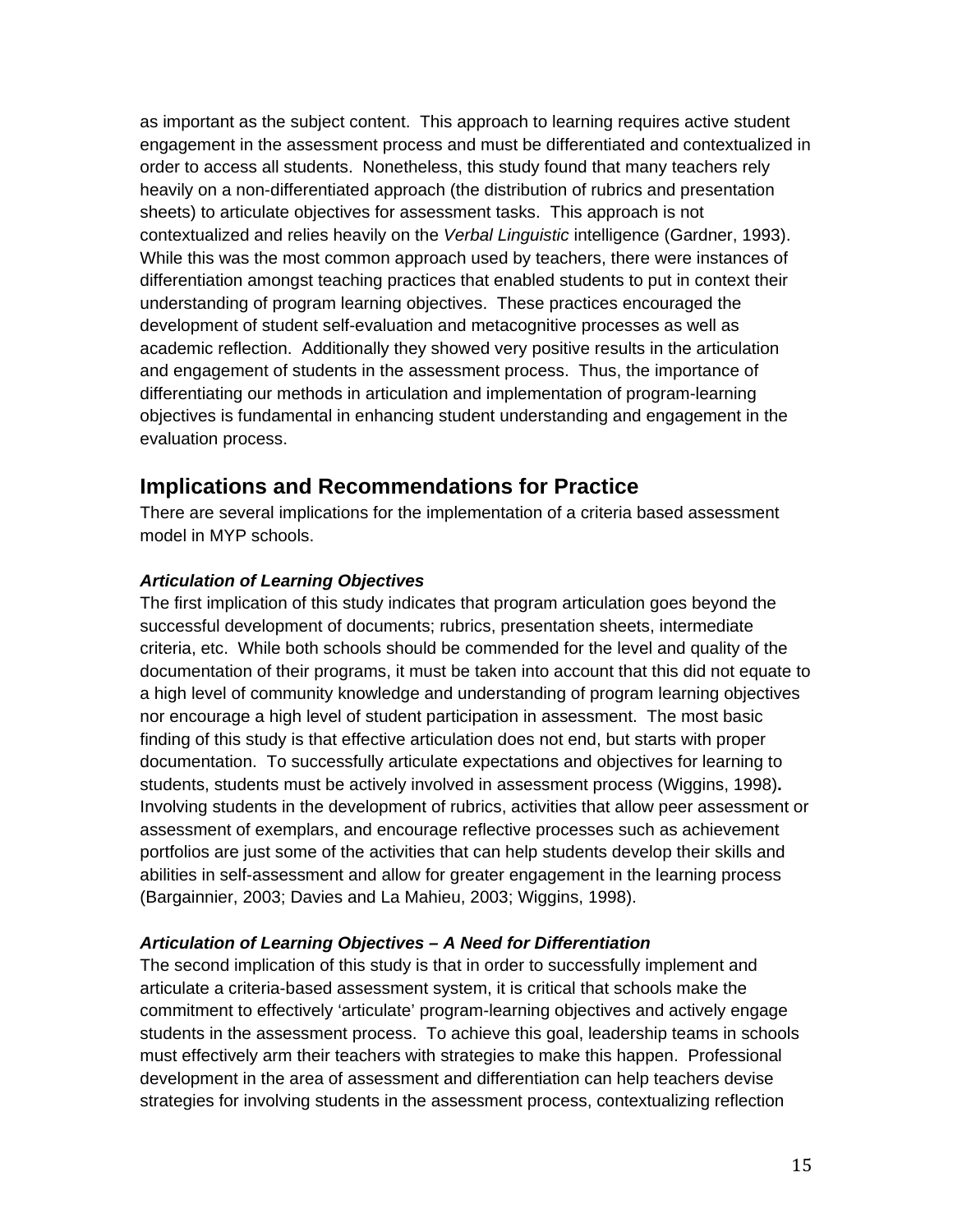as important as the subject content. This approach to learning requires active student engagement in the assessment process and must be differentiated and contextualized in order to access all students. Nonetheless, this study found that many teachers rely heavily on a non-differentiated approach (the distribution of rubrics and presentation sheets) to articulate objectives for assessment tasks. This approach is not contextualized and relies heavily on the *Verbal Linguistic* intelligence (Gardner, 1993). While this was the most common approach used by teachers, there were instances of differentiation amongst teaching practices that enabled students to put in context their understanding of program learning objectives. These practices encouraged the development of student self-evaluation and metacognitive processes as well as academic reflection. Additionally they showed very positive results in the articulation and engagement of students in the assessment process. Thus, the importance of differentiating our methods in articulation and implementation of program-learning objectives is fundamental in enhancing student understanding and engagement in the evaluation process.

## Implications and Recommendations for Practice

There are several implications for the implementation of a criteria based assessment model in MYP schools.

***Articulation of Learning Objectives***

The first implication of this study indicates that program articulation goes beyond the successful development of documents; rubrics, presentation sheets, intermediate criteria, etc. While both schools should be commended for the level and quality of the documentation of their programs, it must be taken into account that this did not equate to a high level of community knowledge and understanding of program learning objectives nor encourage a high level of student participation in assessment. The most basic finding of this study is that effective articulation does not end, but starts with proper documentation. To successfully articulate expectations and objectives for learning to students, students must be actively involved in assessment process (Wiggins, 1998). Involving students in the development of rubrics, activities that allow peer assessment or assessment of exemplars, and encourage reflective processes such as achievement portfolios are just some of the activities that can help students develop their skills and abilities in self-assessment and allow for greater engagement in the learning process (Bargainnier, 2003; Davies and La Mahieu, 2003; Wiggins, 1998).

***Articulation of Learning Objectives – A Need for Differentiation***

The second implication of this study is that in order to successfully implement and articulate a criteria-based assessment system, it is critical that schools make the commitment to effectively 'articulate' program-learning objectives and actively engage students in the assessment process. To achieve this goal, leadership teams in schools must effectively arm their teachers with strategies to make this happen. Professional development in the area of assessment and differentiation can help teachers devise strategies for involving students in the assessment process, contextualizing reflection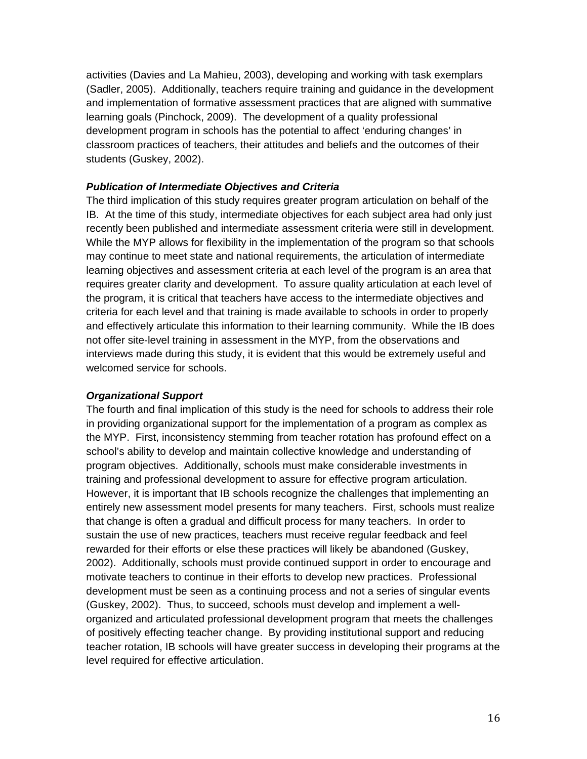activities (Davies and La Mahieu, 2003), developing and working with task exemplars (Sadler, 2005). Additionally, teachers require training and guidance in the development and implementation of formative assessment practices that are aligned with summative learning goals (Pinchock, 2009). The development of a quality professional development program in schools has the potential to affect 'enduring changes' in classroom practices of teachers, their attitudes and beliefs and the outcomes of their students (Guskey, 2002).

***Publication of Intermediate Objectives and Criteria***

The third implication of this study requires greater program articulation on behalf of the IB. At the time of this study, intermediate objectives for each subject area had only just recently been published and intermediate assessment criteria were still in development. While the MYP allows for flexibility in the implementation of the program so that schools may continue to meet state and national requirements, the articulation of intermediate learning objectives and assessment criteria at each level of the program is an area that requires greater clarity and development. To assure quality articulation at each level of the program, it is critical that teachers have access to the intermediate objectives and criteria for each level and that training is made available to schools in order to properly and effectively articulate this information to their learning community. While the IB does not offer site-level training in assessment in the MYP, from the observations and interviews made during this study, it is evident that this would be extremely useful and welcomed service for schools.

***Organizational Support***

The fourth and final implication of this study is the need for schools to address their role in providing organizational support for the implementation of a program as complex as the MYP. First, inconsistency stemming from teacher rotation has profound effect on a school's ability to develop and maintain collective knowledge and understanding of program objectives. Additionally, schools must make considerable investments in training and professional development to assure for effective program articulation. However, it is important that IB schools recognize the challenges that implementing an entirely new assessment model presents for many teachers. First, schools must realize that change is often a gradual and difficult process for many teachers. In order to sustain the use of new practices, teachers must receive regular feedback and feel rewarded for their efforts or else these practices will likely be abandoned (Guskey, 2002). Additionally, schools must provide continued support in order to encourage and motivate teachers to continue in their efforts to develop new practices. Professional development must be seen as a continuing process and not a series of singular events (Guskey, 2002). Thus, to succeed, schools must develop and implement a well-organized and articulated professional development program that meets the challenges of positively effecting teacher change. By providing institutional support and reducing teacher rotation, IB schools will have greater success in developing their programs at the level required for effective articulation.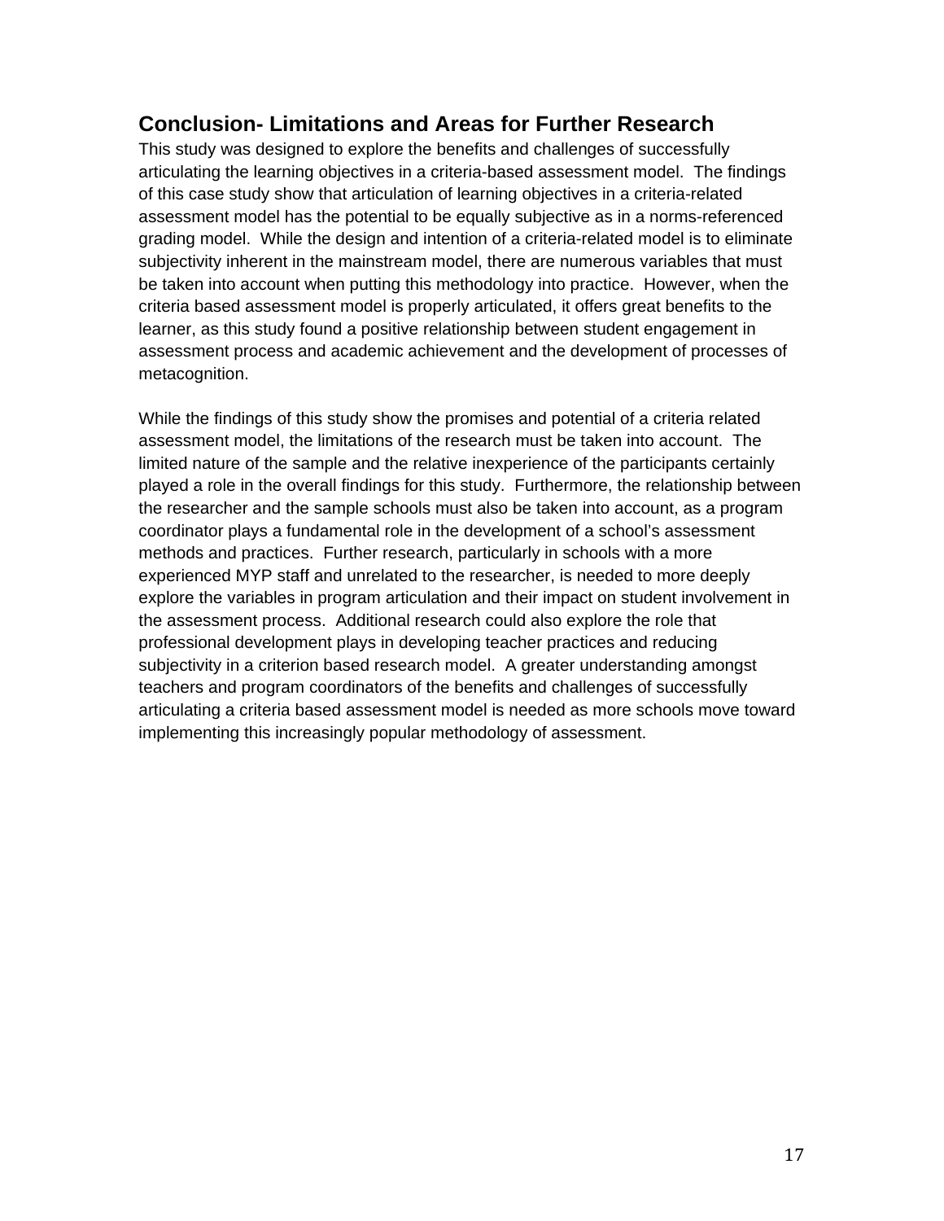## Conclusion- Limitations and Areas for Further Research

This study was designed to explore the benefits and challenges of successfully articulating the learning objectives in a criteria-based assessment model. The findings of this case study show that articulation of learning objectives in a criteria-related assessment model has the potential to be equally subjective as in a norms-referenced grading model. While the design and intention of a criteria-related model is to eliminate subjectivity inherent in the mainstream model, there are numerous variables that must be taken into account when putting this methodology into practice. However, when the criteria based assessment model is properly articulated, it offers great benefits to the learner, as this study found a positive relationship between student engagement in assessment process and academic achievement and the development of processes of metacognition.

While the findings of this study show the promises and potential of a criteria related assessment model, the limitations of the research must be taken into account. The limited nature of the sample and the relative inexperience of the participants certainly played a role in the overall findings for this study. Furthermore, the relationship between the researcher and the sample schools must also be taken into account, as a program coordinator plays a fundamental role in the development of a school's assessment methods and practices. Further research, particularly in schools with a more experienced MYP staff and unrelated to the researcher, is needed to more deeply explore the variables in program articulation and their impact on student involvement in the assessment process. Additional research could also explore the role that professional development plays in developing teacher practices and reducing subjectivity in a criterion based research model. A greater understanding amongst teachers and program coordinators of the benefits and challenges of successfully articulating a criteria based assessment model is needed as more schools move toward implementing this increasingly popular methodology of assessment.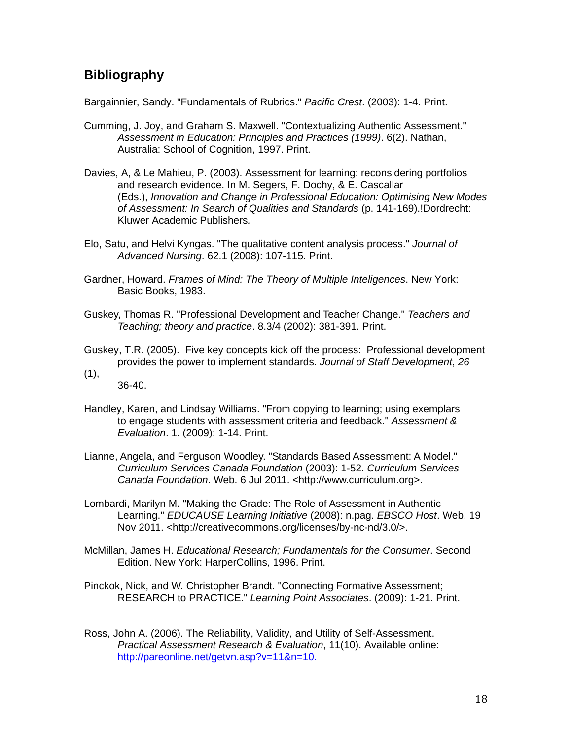## Bibliography

Bargainnier, Sandy. "Fundamentals of Rubrics." *Pacific Crest*. (2003): 1-4. Print.

Cumming, J. Joy, and Graham S. Maxwell. "Contextualizing Authentic Assessment." *Assessment in Education: Principles and Practices (1999)*. 6(2). Nathan, Australia: School of Cognition, 1997. Print.

Davies, A, & Le Mahieu, P. (2003). Assessment for learning: reconsidering portfolios and research evidence. In M. Segers, F. Dochy, & E. Cascallar (Eds.), *Innovation and Change in Professional Education: Optimising New Modes of Assessment: In Search of Qualities and Standards* (p. 141-169).!Dordrecht: Kluwer Academic Publishers*.*

Elo, Satu, and Helvi Kyngas. "The qualitative content analysis process." *Journal of Advanced Nursing*. 62.1 (2008): 107-115. Print.

Gardner, Howard. *Frames of Mind: The Theory of Multiple Inteligences*. New York: Basic Books, 1983.

Guskey, Thomas R. "Professional Development and Teacher Change." *Teachers and Teaching; theory and practice*. 8.3/4 (2002): 381-391. Print.

Guskey, T.R. (2005). Five key concepts kick off the process: Professional development provides the power to implement standards. *Journal of Staff Development*, *26* (1), 36-40.

Handley, Karen, and Lindsay Williams. "From copying to learning; using exemplars to engage students with assessment criteria and feedback." *Assessment & Evaluation*. 1. (2009): 1-14. Print.

Lianne, Angela, and Ferguson Woodley. "Standards Based Assessment: A Model." *Curriculum Services Canada Foundation* (2003): 1-52. *Curriculum Services Canada Foundation*. Web. 6 Jul 2011. <http://www.curriculum.org>.

Lombardi, Marilyn M. "Making the Grade: The Role of Assessment in Authentic Learning." *EDUCAUSE Learning Initiative* (2008): n.pag. *EBSCO Host*. Web. 19 Nov 2011. <http://creativecommons.org/licenses/by-nc-nd/3.0/>.

McMillan, James H. *Educational Research; Fundamentals for the Consumer*. Second Edition. New York: HarperCollins, 1996. Print.

Pinckok, Nick, and W. Christopher Brandt. "Connecting Formative Assessment; RESEARCH to PRACTICE." *Learning Point Associates*. (2009): 1-21. Print.

Ross, John A. (2006). The Reliability, Validity, and Utility of Self-Assessment. *Practical Assessment Research & Evaluation*, 11(10). Available online: http://pareonline.net/getvn.asp?v=11&n=10.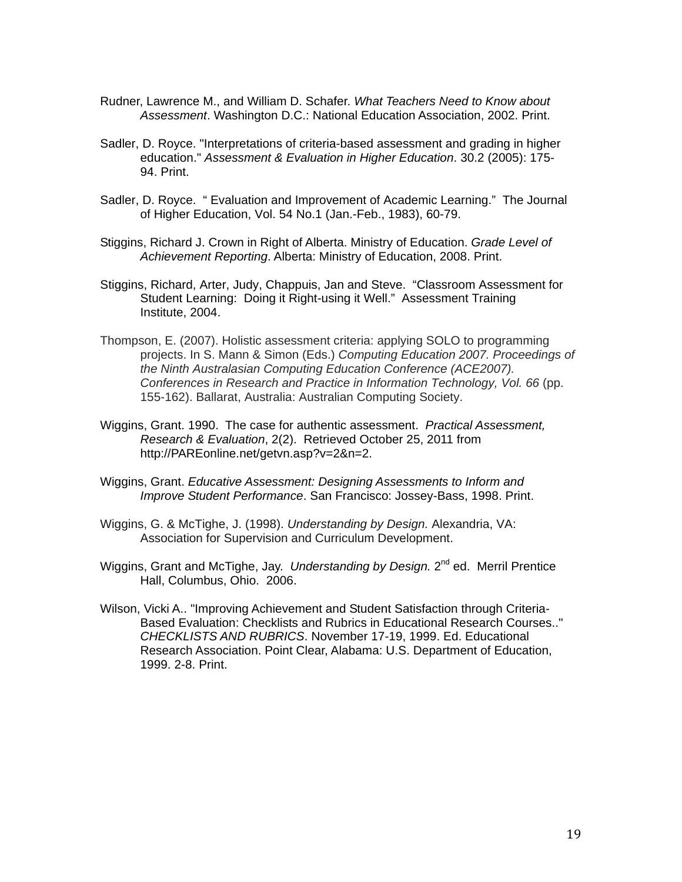Rudner, Lawrence M., and William D. Schafer. *What Teachers Need to Know about Assessment*. Washington D.C.: National Education Association, 2002. Print.

Sadler, D. Royce. "Interpretations of criteria-based assessment and grading in higher education." *Assessment & Evaluation in Higher Education*. 30.2 (2005): 175-94. Print.

Sadler, D. Royce. " Evaluation and Improvement of Academic Learning." The Journal of Higher Education, Vol. 54 No.1 (Jan.-Feb., 1983), 60-79.

Stiggins, Richard J. Crown in Right of Alberta. Ministry of Education. *Grade Level of Achievement Reporting*. Alberta: Ministry of Education, 2008. Print.

Stiggins, Richard, Arter, Judy, Chappuis, Jan and Steve. "Classroom Assessment for Student Learning: Doing it Right-using it Well." Assessment Training Institute, 2004.

Thompson, E. (2007). Holistic assessment criteria: applying SOLO to programming projects. In S. Mann & Simon (Eds.) *Computing Education 2007. Proceedings of the Ninth Australasian Computing Education Conference (ACE2007). Conferences in Research and Practice in Information Technology, Vol. 66* (pp. 155-162). Ballarat, Australia: Australian Computing Society.

Wiggins, Grant. 1990. The case for authentic assessment. *Practical Assessment, Research & Evaluation*, 2(2). Retrieved October 25, 2011 from http://PAREonline.net/getvn.asp?v=2&n=2.

Wiggins, Grant. *Educative Assessment: Designing Assessments to Inform and Improve Student Performance*. San Francisco: Jossey-Bass, 1998. Print.

Wiggins, G. & McTighe, J. (1998). *Understanding by Design.* Alexandria, VA: Association for Supervision and Curriculum Development.

Wiggins, Grant and McTighe, Jay. *Understanding by Design.* 2nd ed. Merril Prentice Hall, Columbus, Ohio. 2006.

Wilson, Vicki A.. "Improving Achievement and Student Satisfaction through Criteria-Based Evaluation: Checklists and Rubrics in Educational Research Courses.." *CHECKLISTS AND RUBRICS*. November 17-19, 1999. Ed. Educational Research Association. Point Clear, Alabama: U.S. Department of Education, 1999. 2-8. Print.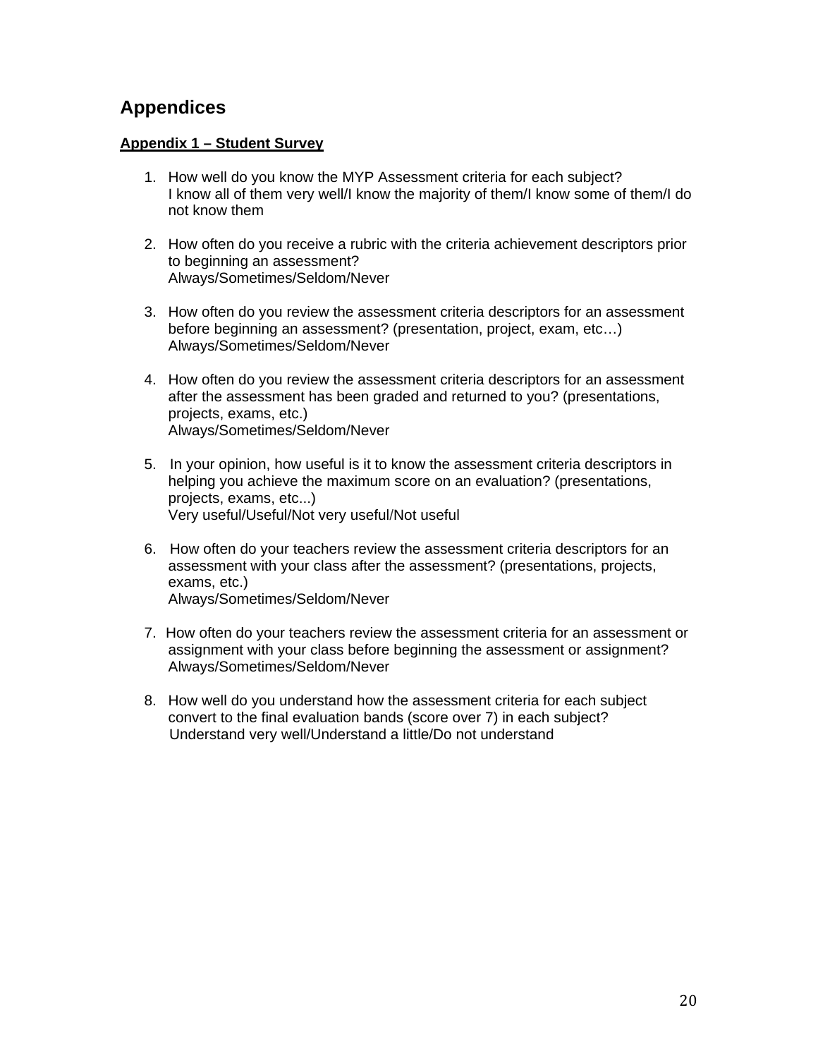# Appendices

**Appendix 1 – Student Survey**

1. How well do you know the MYP Assessment criteria for each subject?
   I know all of them very well/I know the majority of them/I know some of them/I do not know them

2. How often do you receive a rubric with the criteria achievement descriptors prior to beginning an assessment?
   Always/Sometimes/Seldom/Never

3. How often do you review the assessment criteria descriptors for an assessment before beginning an assessment? (presentation, project, exam, etc…)
   Always/Sometimes/Seldom/Never

4. How often do you review the assessment criteria descriptors for an assessment after the assessment has been graded and returned to you? (presentations, projects, exams, etc.)
   Always/Sometimes/Seldom/Never

5. In your opinion, how useful is it to know the assessment criteria descriptors in helping you achieve the maximum score on an evaluation? (presentations, projects, exams, etc...)
   Very useful/Useful/Not very useful/Not useful

6. How often do your teachers review the assessment criteria descriptors for an assessment with your class after the assessment? (presentations, projects, exams, etc.)
   Always/Sometimes/Seldom/Never

7. How often do your teachers review the assessment criteria for an assessment or assignment with your class before beginning the assessment or assignment?
   Always/Sometimes/Seldom/Never

8. How well do you understand how the assessment criteria for each subject convert to the final evaluation bands (score over 7) in each subject?
   Understand very well/Understand a little/Do not understand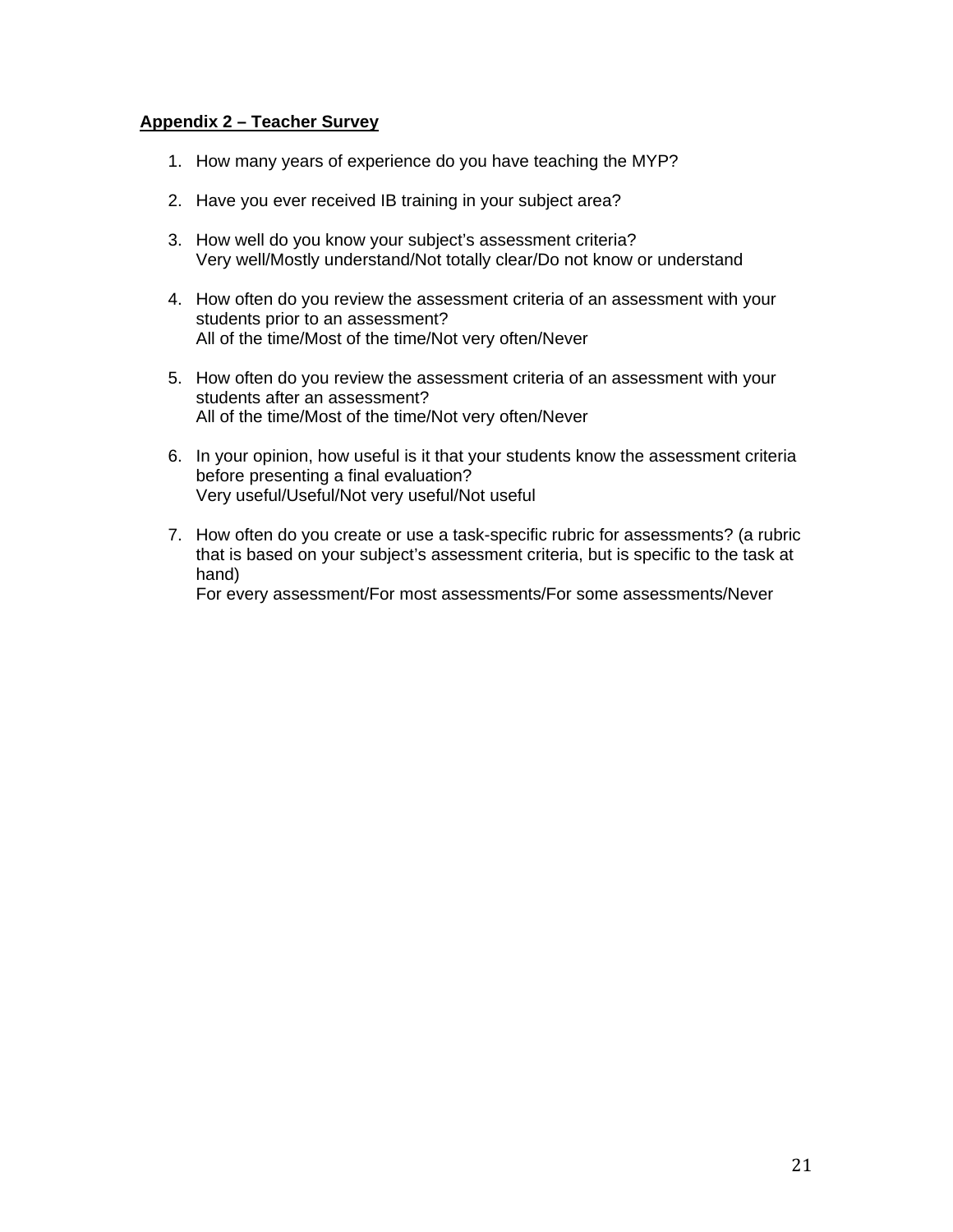**Appendix 2 – Teacher Survey**

1. How many years of experience do you have teaching the MYP?

2. Have you ever received IB training in your subject area?

3. How well do you know your subject's assessment criteria?
   Very well/Mostly understand/Not totally clear/Do not know or understand

4. How often do you review the assessment criteria of an assessment with your students prior to an assessment?
   All of the time/Most of the time/Not very often/Never

5. How often do you review the assessment criteria of an assessment with your students after an assessment?
   All of the time/Most of the time/Not very often/Never

6. In your opinion, how useful is it that your students know the assessment criteria before presenting a final evaluation?
   Very useful/Useful/Not very useful/Not useful

7. How often do you create or use a task-specific rubric for assessments? (a rubric that is based on your subject's assessment criteria, but is specific to the task at hand)
   For every assessment/For most assessments/For some assessments/Never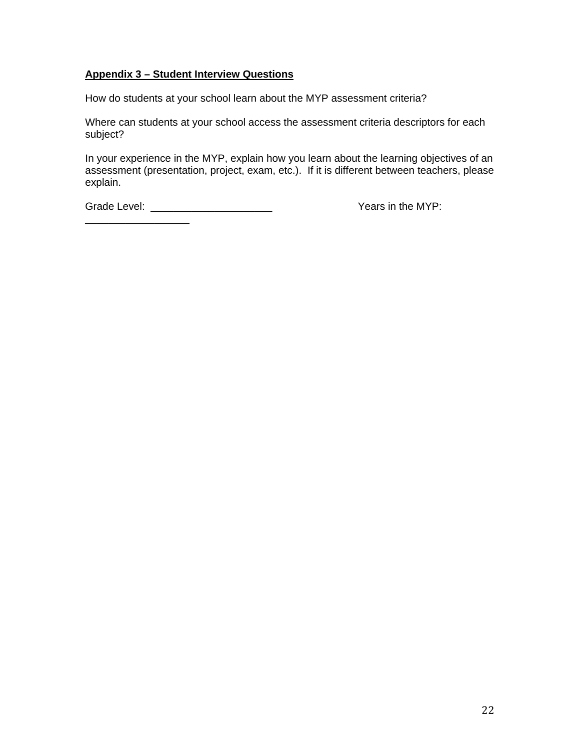**Appendix 3 – Student Interview Questions**

How do students at your school learn about the MYP assessment criteria?

Where can students at your school access the assessment criteria descriptors for each subject?

In your experience in the MYP, explain how you learn about the learning objectives of an assessment (presentation, project, exam, etc.). If it is different between teachers, please explain.

Grade Level: _____________________ Years in the MYP: __________________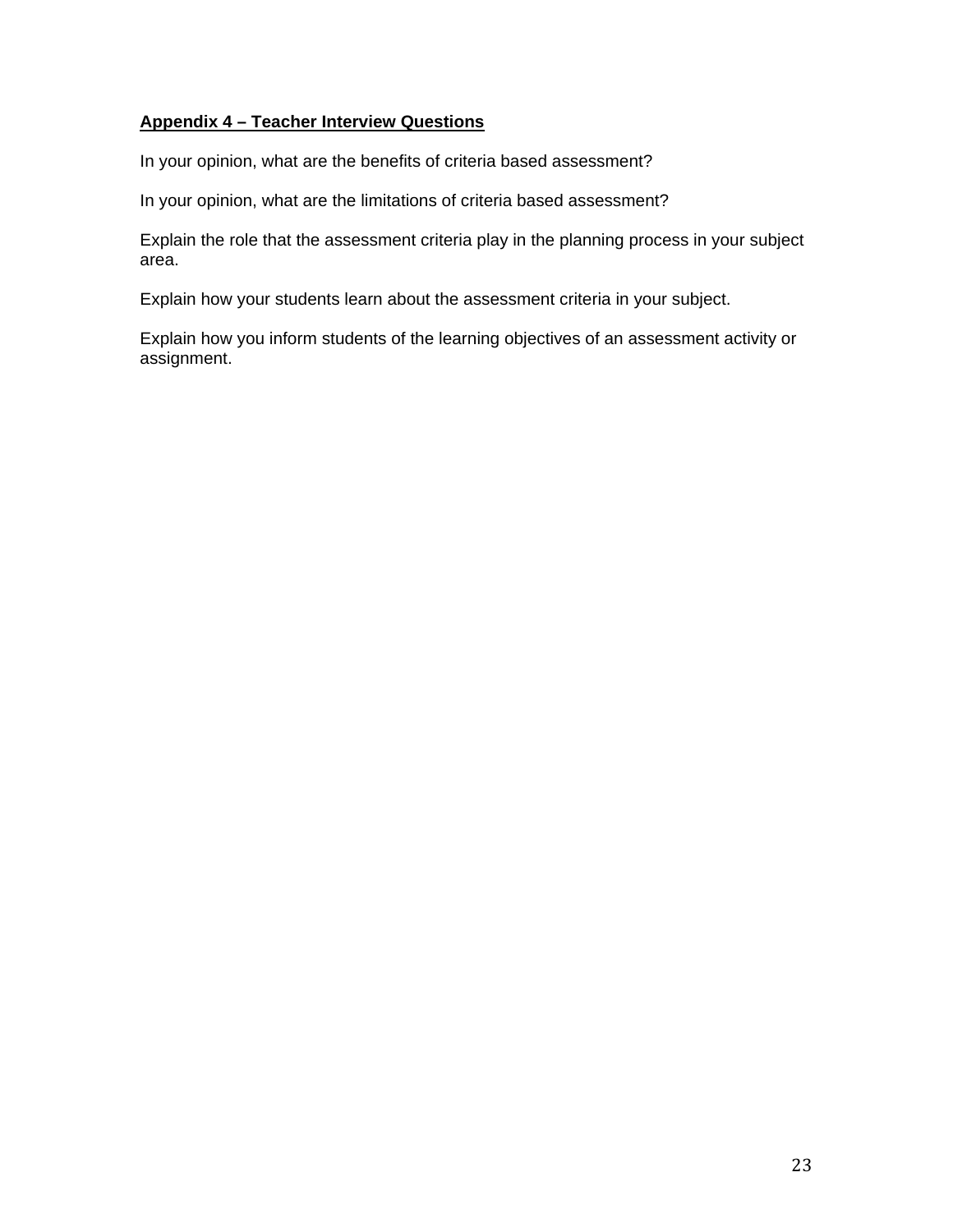## Appendix 4 – Teacher Interview Questions

In your opinion, what are the benefits of criteria based assessment?

In your opinion, what are the limitations of criteria based assessment?

Explain the role that the assessment criteria play in the planning process in your subject area.

Explain how your students learn about the assessment criteria in your subject.

Explain how you inform students of the learning objectives of an assessment activity or assignment.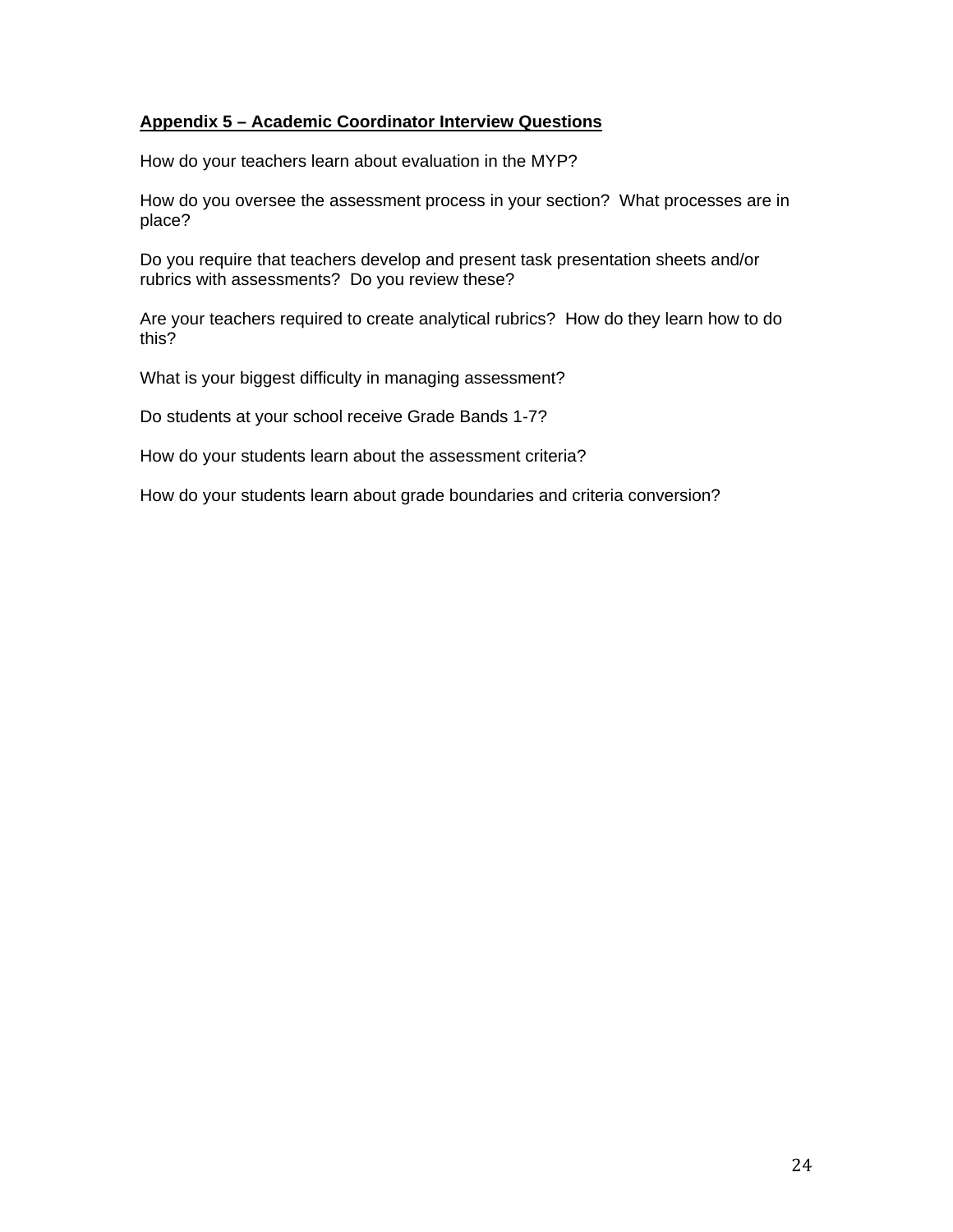## Appendix 5 – Academic Coordinator Interview Questions

How do your teachers learn about evaluation in the MYP?

How do you oversee the assessment process in your section? What processes are in place?

Do you require that teachers develop and present task presentation sheets and/or rubrics with assessments? Do you review these?

Are your teachers required to create analytical rubrics? How do they learn how to do this?

What is your biggest difficulty in managing assessment?

Do students at your school receive Grade Bands 1-7?

How do your students learn about the assessment criteria?

How do your students learn about grade boundaries and criteria conversion?